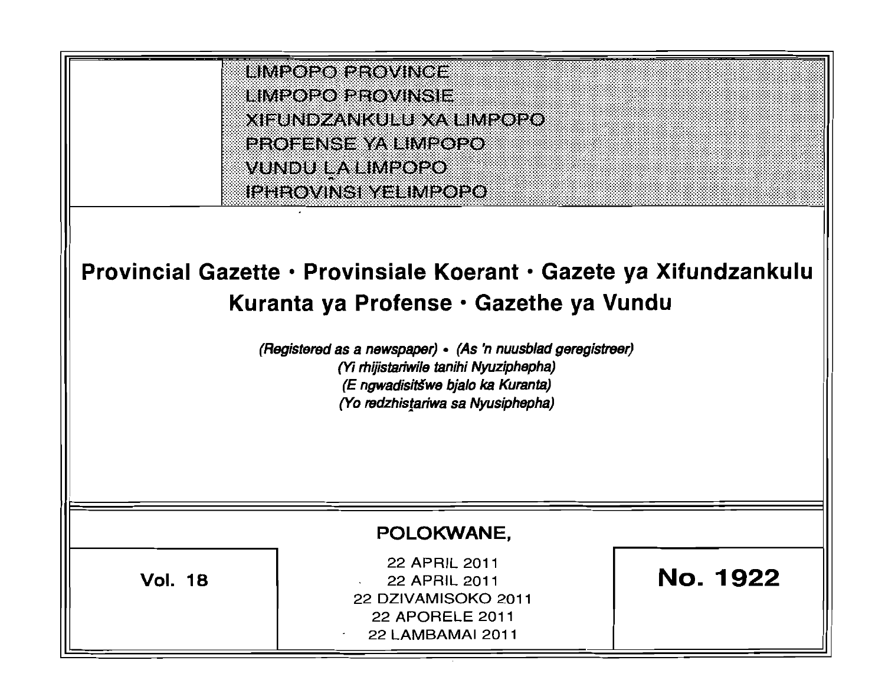LIMPOPO PROVINCE
LIMPOPO PROVINSIE
XIFUNDZANKULU XA LIMPOPO
PROFENSE YA LIMPOPO
VUNDU ḼA LIMPOPO
IPHROVINSI YELIMPOPO

# Provincial Gazette · Provinsiale Koerant · Gazete ya Xifundzankulu Kuranta ya Profense · Gazethe ya Vundu

*(Registered as a newspaper) • (As 'n nuusblad geregistreer)*
*(Yi rhijistariwile tanihi Nyuziphepha)*
*(E ngwadisitšwe bjalo ka Kuranta)*
*(Yo redzhistariwa sa Nyusiphepha)*

**POLOKWANE,**

**Vol. 18**

22 APRIL 2011
22 APRIL 2011
22 DZIVAMISOKO 2011
22 APORELE 2011
22 LAMBAMAI 2011

**No. 1922**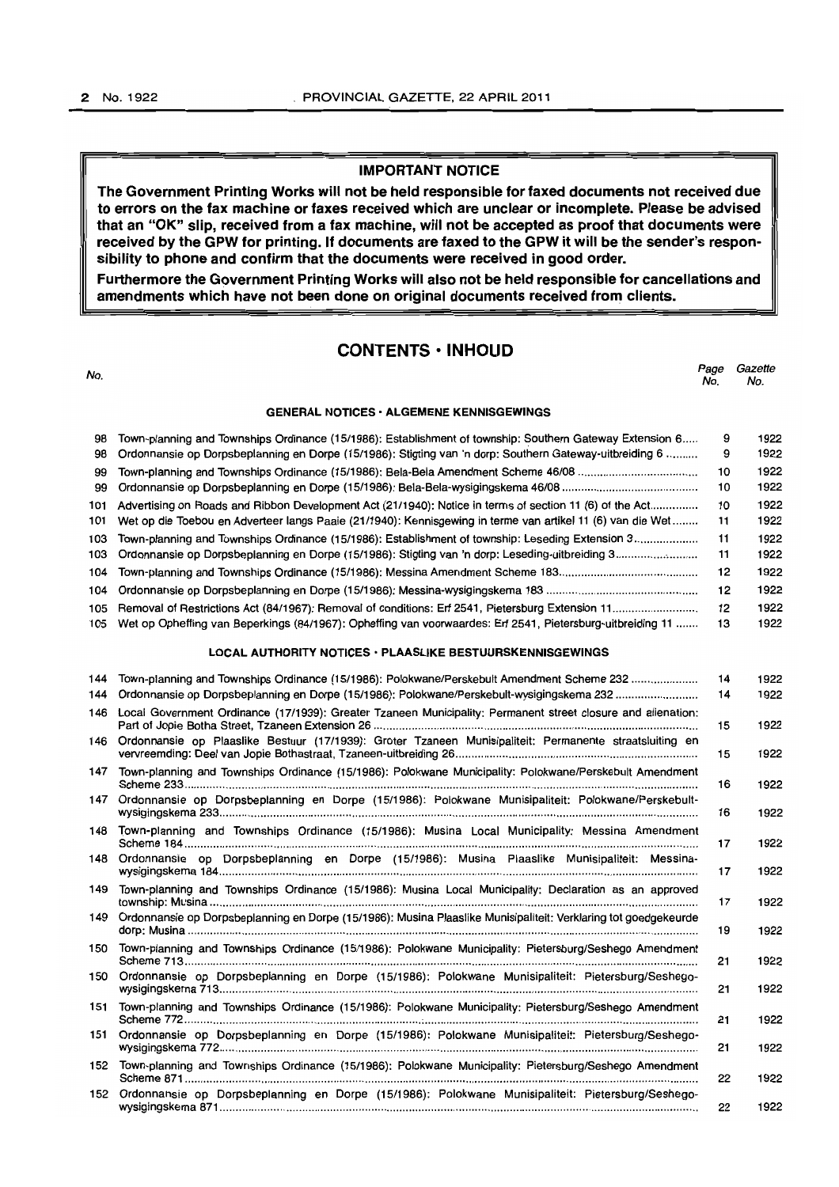**IMPORTANT NOTICE**

**The Government Printing Works will not be held responsible for faxed documents not received due to errors on the fax machine or faxes received which are unclear or incomplete. Please be advised that an "OK" slip, received from a fax machine, will not be accepted as proof that documents were received by the GPW for printing. If documents are faxed to the GPW it will be the sender's responsibility to phone and confirm that the documents were received in good order.**

**Furthermore the Government Printing Works will also not be held responsible for cancellations and amendments which have not been done on original documents received from clients.**

## CONTENTS · INHOUD

| No. | | Page No. | Gazette No. |
|---|---|---|---|
| | **GENERAL NOTICES · ALGEMENE KENNISGEWINGS** | | |
| 98 | Town-planning and Townships Ordinance (15/1986): Establishment of township: Southern Gateway Extension 6 | 9 | 1922 |
| 98 | Ordonnansie op Dorpsbeplanning en Dorpe (15/1986): Stigting van 'n dorp: Southern Gateway-uitbreiding 6 | 9 | 1922 |
| 99 | Town-planning and Townships Ordinance (15/1986): Bela-Bela Amendment Scheme 46/08 | 10 | 1922 |
| 99 | Ordonnansie op Dorpsbeplanning en Dorpe (15/1986): Bela-Bela-wysigingskema 46/08 | 10 | 1922 |
| 101 | Advertising on Roads and Ribbon Development Act (21/1940): Notice in terms of section 11 (6) of the Act | 10 | 1922 |
| 101 | Wet op die Toebou en Adverteer langs Paaie (21/1940): Kennisgewing in terme van artikel 11 (6) van die Wet | 11 | 1922 |
| 103 | Town-planning and Townships Ordinance (15/1986): Establishment of township: Leseding Extension 3 | 11 | 1922 |
| 103 | Ordonnansie op Dorpsbeplanning en Dorpe (15/1986): Stigting van 'n dorp: Leseding-uitbreiding 3 | 11 | 1922 |
| 104 | Town-planning and Townships Ordinance (15/1986): Messina Amendment Scheme 183 | 12 | 1922 |
| 104 | Ordonnansie op Dorpsbeplanning en Dorpe (15/1986): Messina-wysigingskema 183 | 12 | 1922 |
| 105 | Removal of Restrictions Act (84/1967): Removal of conditions: Erf 2541, Pietersburg Extension 11 | 12 | 1922 |
| 105 | Wet op Opheffing van Beperkings (84/1967): Opheffing van voorwaardes: Erf 2541, Pietersburg-uitbreiding 11 | 13 | 1922 |
| | **LOCAL AUTHORITY NOTICES · PLAASLIKE BESTUURSKENNISGEWINGS** | | |
| 144 | Town-planning and Townships Ordinance (15/1986): Polokwane/Perskebult Amendment Scheme 232 | 14 | 1922 |
| 144 | Ordonnansie op Dorpsbeplanning en Dorpe (15/1986): Polokwane/Perskebult-wysigingskema 232 | 14 | 1922 |
| 146 | Local Government Ordinance (17/1939): Greater Tzaneen Municipality: Permanent street closure and alienation: Part of Jopie Botha Street, Tzaneen Extension 26 | 15 | 1922 |
| 146 | Ordonnansie op Plaaslike Bestuur (17/1939): Groter Tzaneen Munisipaliteit: Permanente straatsluiting en vervreemding: Deel van Jopie Bothastraat, Tzaneen-uitbreiding 26 | 15 | 1922 |
| 147 | Town-planning and Townships Ordinance (15/1986): Polokwane Municipality: Polokwane/Perskebult Amendment Scheme 233 | 16 | 1922 |
| 147 | Ordonnansie op Dorpsbeplanning en Dorpe (15/1986): Polokwane Munisipaliteit: Polokwane/Perskebult-wysigingskema 233 | 16 | 1922 |
| 148 | Town-planning and Townships Ordinance (15/1986): Musina Local Municipality: Messina Amendment Scheme 184 | 17 | 1922 |
| 148 | Ordonnansie op Dorpsbeplanning en Dorpe (15/1986): Musina Plaaslike Munisipaliteit: Messina-wysigingskema 184 | 17 | 1922 |
| 149 | Town-planning and Townships Ordinance (15/1986): Musina Local Municipality: Declaration as an approved township: Musina | 17 | 1922 |
| 149 | Ordonnansie op Dorpsbeplanning en Dorpe (15/1986): Musina Plaaslike Munisipaliteit: Verklaring tot goedgekeurde dorp: Musina | 19 | 1922 |
| 150 | Town-planning and Townships Ordinance (15/1986): Polokwane Municipality: Pietersburg/Seshego Amendment Scheme 713 | 21 | 1922 |
| 150 | Ordonnansie op Dorpsbeplanning en Dorpe (15/1986): Polokwane Munisipaliteit: Pietersburg/Seshego-wysigingskema 713 | 21 | 1922 |
| 151 | Town-planning and Townships Ordinance (15/1986): Polokwane Municipality: Pietersburg/Seshego Amendment Scheme 772 | 21 | 1922 |
| 151 | Ordonnansie op Dorpsbeplanning en Dorpe (15/1986): Polokwane Munisipaliteit: Pietersburg/Seshego-wysigingskema 772 | 21 | 1922 |
| 152 | Town-planning and Townships Ordinance (15/1986): Polokwane Municipality: Pietersburg/Seshego Amendment Scheme 871 | 22 | 1922 |
| 152 | Ordonnansie op Dorpsbeplanning en Dorpe (15/1986): Polokwane Munisipaliteit: Pietersburg/Seshego-wysigingskema 871 | 22 | 1922 |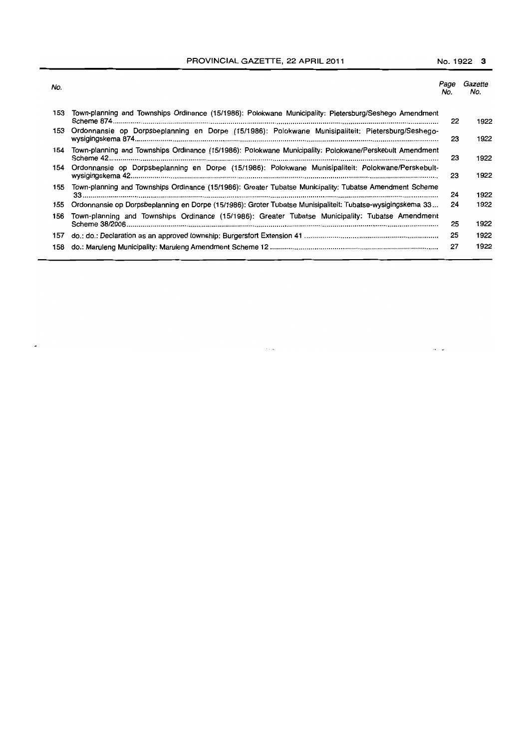| No. | | Page No. | Gazette No. |
|---|---|---|---|
| 153 | Town-planning and Townships Ordinance (15/1986): Polokwane Municipality: Pietersburg/Seshego Amendment Scheme 874 | 22 | 1922 |
| 153 | Ordonnansie op Dorpsbeplanning en Dorpe (15/1986): Polokwane Munisipaliteit: Pietersburg/Seshego-wysigingskema 874 | 23 | 1922 |
| 154 | Town-planning and Townships Ordinance (15/1986): Polokwane Municipality: Polokwane/Perskebult Amendment Scheme 42 | 23 | 1922 |
| 154 | Ordonnansie op Dorpsbeplanning en Dorpe (15/1986): Polokwane Munisipaliteit: Polokwane/Perskebult-wysigingskema 42 | 23 | 1922 |
| 155 | Town-planning and Townships Ordinance (15/1986): Greater Tubatse Municipality: Tubatse Amendment Scheme 33 | 24 | 1922 |
| 155 | Ordonnansie op Dorpsbeplanning en Dorpe (15/1986): Groter Tubatse Munisipaliteit: Tubatse-wysigingskema 33 | 24 | 1922 |
| 156 | Town-planning and Townships Ordinance (15/1986): Greater Tubatse Municipality: Tubatse Amendment Scheme 38/2006 | 25 | 1922 |
| 157 | do.: do.: Declaration as an approved township: Burgersfort Extension 41 | 25 | 1922 |
| 158 | do.: Maruleng Municipality: Maruleng Amendment Scheme 12 | 27 | 1922 |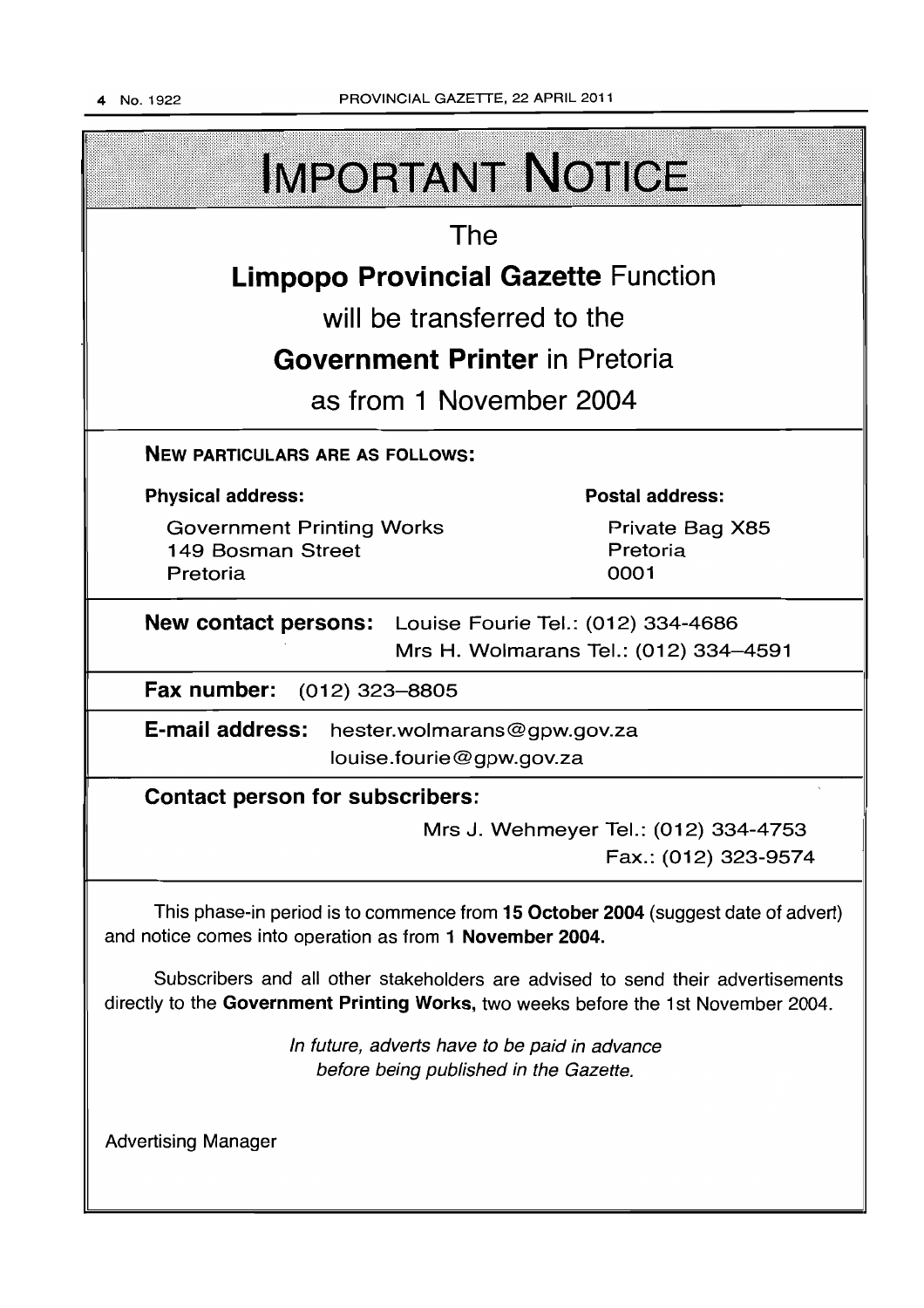# IMPORTANT NOTICE

The

**Limpopo Provincial Gazette** Function

will be transferred to the

**Government Printer** in Pretoria

as from 1 November 2004

**NEW PARTICULARS ARE AS FOLLOWS:**

**Physical address:**

Government Printing Works
149 Bosman Street
Pretoria

**Postal address:**

Private Bag X85
Pretoria
0001

**New contact persons:** Louise Fourie Tel.: (012) 334-4686
Mrs H. Wolmarans Tel.: (012) 334–4591

**Fax number:** (012) 323–8805

**E-mail address:** hester.wolmarans@gpw.gov.za
louise.fourie@gpw.gov.za

**Contact person for subscribers:**

Mrs J. Wehmeyer Tel.: (012) 334-4753
Fax.: (012) 323-9574

This phase-in period is to commence from **15 October 2004** (suggest date of advert) and notice comes into operation as from **1 November 2004.**

Subscribers and all other stakeholders are advised to send their advertisements directly to the **Government Printing Works,** two weeks before the 1st November 2004.

*In future, adverts have to be paid in advance before being published in the Gazette.*

Advertising Manager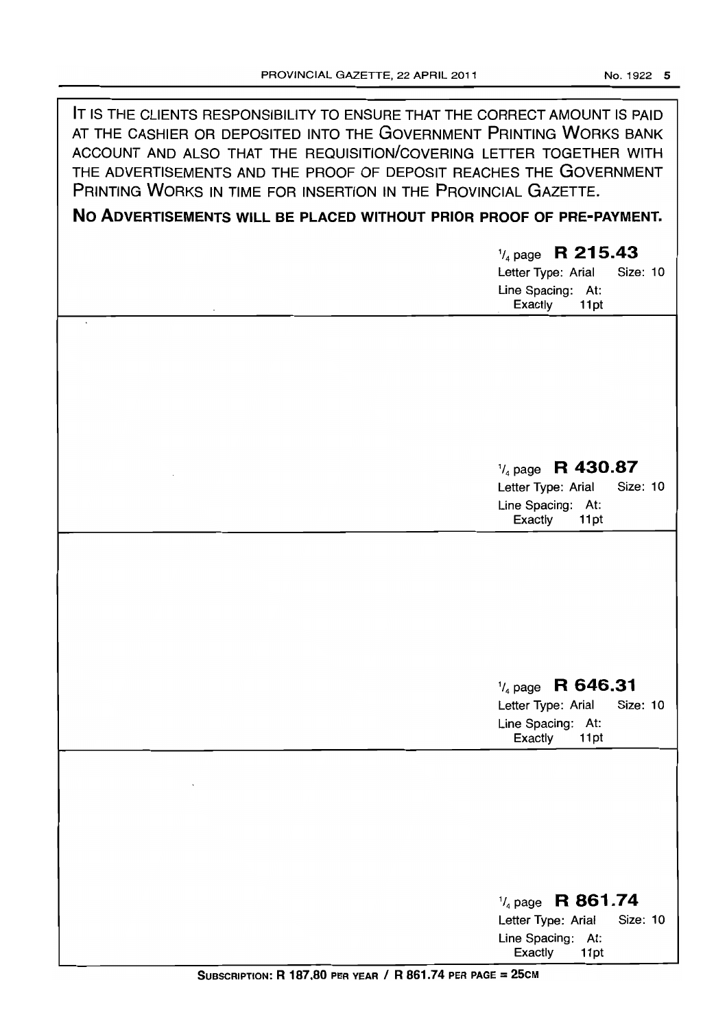IT IS THE CLIENTS RESPONSIBILITY TO ENSURE THAT THE CORRECT AMOUNT IS PAID AT THE CASHIER OR DEPOSITED INTO THE GOVERNMENT PRINTING WORKS BANK ACCOUNT AND ALSO THAT THE REQUISITION/COVERING LETTER TOGETHER WITH THE ADVERTISEMENTS AND THE PROOF OF DEPOSIT REACHES THE GOVERNMENT PRINTING WORKS IN TIME FOR INSERTION IN THE PROVINCIAL GAZETTE.

**NO ADVERTISEMENTS WILL BE PLACED WITHOUT PRIOR PROOF OF PRE-PAYMENT.**

1/4 page **R 215.43**
Letter Type: Arial Size: 10
Line Spacing: At: Exactly 11pt

1/4 page **R 430.87**
Letter Type: Arial Size: 10
Line Spacing: At: Exactly 11pt

1/4 page **R 646.31**
Letter Type: Arial Size: 10
Line Spacing: At: Exactly 11pt

1/4 page **R 861.74**
Letter Type: Arial Size: 10
Line Spacing: At: Exactly 11pt

**SUBSCRIPTION: R 187.80 PER YEAR / R 861.74 PER PAGE = 25CM**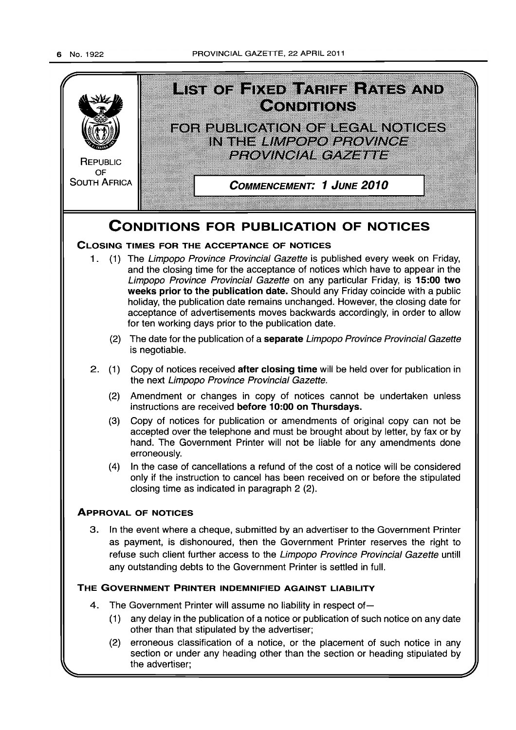# LIST OF FIXED TARIFF RATES AND CONDITIONS

## FOR PUBLICATION OF LEGAL NOTICES IN THE *LIMPOPO PROVINCE PROVINCIAL GAZETTE*

REPUBLIC OF SOUTH AFRICA

**COMMENCEMENT: 1 JUNE 2010**

# CONDITIONS FOR PUBLICATION OF NOTICES

## CLOSING TIMES FOR THE ACCEPTANCE OF NOTICES

1\. (1) The *Limpopo Province Provincial Gazette* is published every week on Friday, and the closing time for the acceptance of notices which have to appear in the *Limpopo Province Provincial Gazette* on any particular Friday, is **15:00 two weeks prior to the publication date.** Should any Friday coincide with a public holiday, the publication date remains unchanged. However, the closing date for acceptance of advertisements moves backwards accordingly, in order to allow for ten working days prior to the publication date.

(2) The date for the publication of a **separate** *Limpopo Province Provincial Gazette* is negotiable.

2\. (1) Copy of notices received **after closing time** will be held over for publication in the next *Limpopo Province Provincial Gazette.*

(2) Amendment or changes in copy of notices cannot be undertaken unless instructions are received **before 10:00 on Thursdays.**

(3) Copy of notices for publication or amendments of original copy can not be accepted over the telephone and must be brought about by letter, by fax or by hand. The Government Printer will not be liable for any amendments done erroneously.

(4) In the case of cancellations a refund of the cost of a notice will be considered only if the instruction to cancel has been received on or before the stipulated closing time as indicated in paragraph 2 (2).

## APPROVAL OF NOTICES

3\. In the event where a cheque, submitted by an advertiser to the Government Printer as payment, is dishonoured, then the Government Printer reserves the right to refuse such client further access to the *Limpopo Province Provincial Gazette* untill any outstanding debts to the Government Printer is settled in full.

## THE GOVERNMENT PRINTER INDEMNIFIED AGAINST LIABILITY

4\. The Government Printer will assume no liability in respect of—

(1) any delay in the publication of a notice or publication of such notice on any date other than that stipulated by the advertiser;

(2) erroneous classification of a notice, or the placement of such notice in any section or under any heading other than the section or heading stipulated by the advertiser;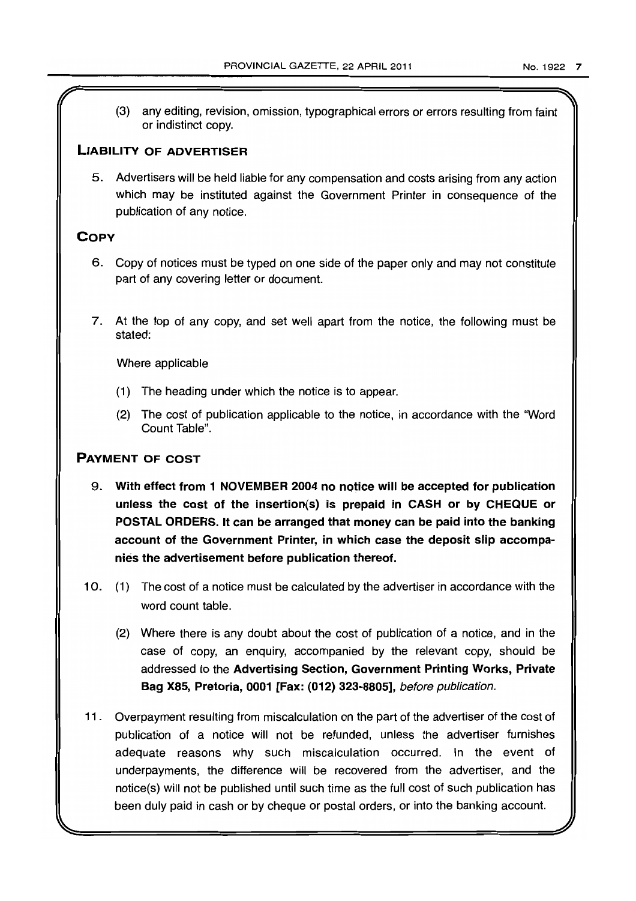(3) any editing, revision, omission, typographical errors or errors resulting from faint or indistinct copy.

## LIABILITY OF ADVERTISER

5. Advertisers will be held liable for any compensation and costs arising from any action which may be instituted against the Government Printer in consequence of the publication of any notice.

## COPY

6. Copy of notices must be typed on one side of the paper only and may not constitute part of any covering letter or document.

7. At the top of any copy, and set well apart from the notice, the following must be stated:

   Where applicable

   (1) The heading under which the notice is to appear.

   (2) The cost of publication applicable to the notice, in accordance with the "Word Count Table".

## PAYMENT OF COST

9. **With effect from 1 NOVEMBER 2004 no notice will be accepted for publication unless the cost of the insertion(s) is prepaid in CASH or by CHEQUE or POSTAL ORDERS. It can be arranged that money can be paid into the banking account of the Government Printer, in which case the deposit slip accompanies the advertisement before publication thereof.**

10. (1) The cost of a notice must be calculated by the advertiser in accordance with the word count table.

    (2) Where there is any doubt about the cost of publication of a notice, and in the case of copy, an enquiry, accompanied by the relevant copy, should be addressed to the **Advertising Section, Government Printing Works, Private Bag X85, Pretoria, 0001 [Fax: (012) 323-8805]**, *before publication.*

11. Overpayment resulting from miscalculation on the part of the advertiser of the cost of publication of a notice will not be refunded, unless the advertiser furnishes adequate reasons why such miscalculation occurred. In the event of underpayments, the difference will be recovered from the advertiser, and the notice(s) will not be published until such time as the full cost of such publication has been duly paid in cash or by cheque or postal orders, or into the banking account.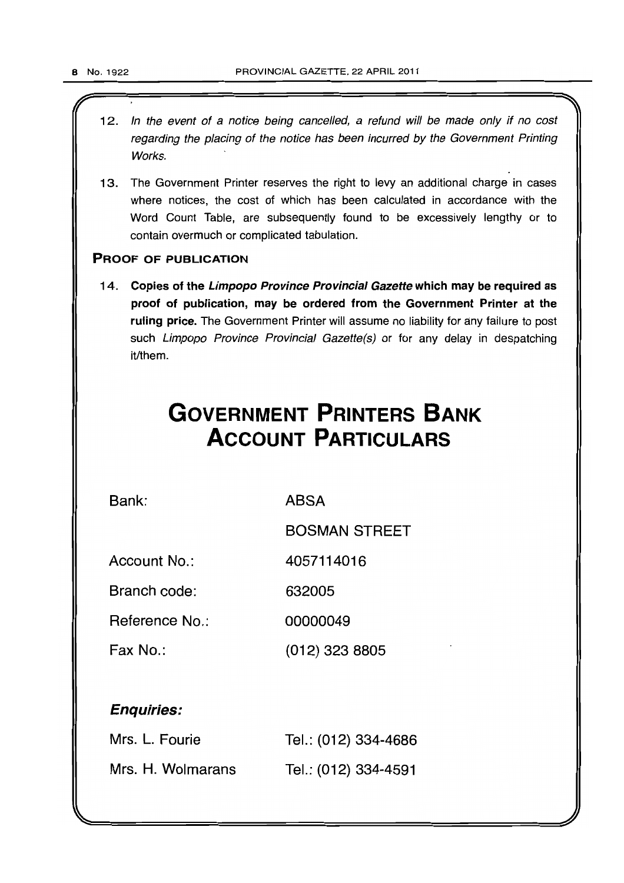12. *In the event of a notice being cancelled, a refund will be made only if no cost regarding the placing of the notice has been incurred by the Government Printing Works.*

13. The Government Printer reserves the right to levy an additional charge in cases where notices, the cost of which has been calculated in accordance with the Word Count Table, are subsequently found to be excessively lengthy or to contain overmuch or complicated tabulation.

### PROOF OF PUBLICATION

14. **Copies of the *Limpopo Province Provincial Gazette* which may be required as proof of publication, may be ordered from the Government Printer at the ruling price.** The Government Printer will assume no liability for any failure to post such *Limpopo Province Provincial Gazette(s)* or for any delay in despatching it/them.

# GOVERNMENT PRINTERS BANK ACCOUNT PARTICULARS

| | |
|---|---|
| Bank: | ABSA |
| | BOSMAN STREET |
| Account No.: | 4057114016 |
| Branch code: | 632005 |
| Reference No.: | 00000049 |
| Fax No.: | (012) 323 8805 |

***Enquiries:***

| | |
|---|---|
| Mrs. L. Fourie | Tel.: (012) 334-4686 |
| Mrs. H. Wolmarans | Tel.: (012) 334-4591 |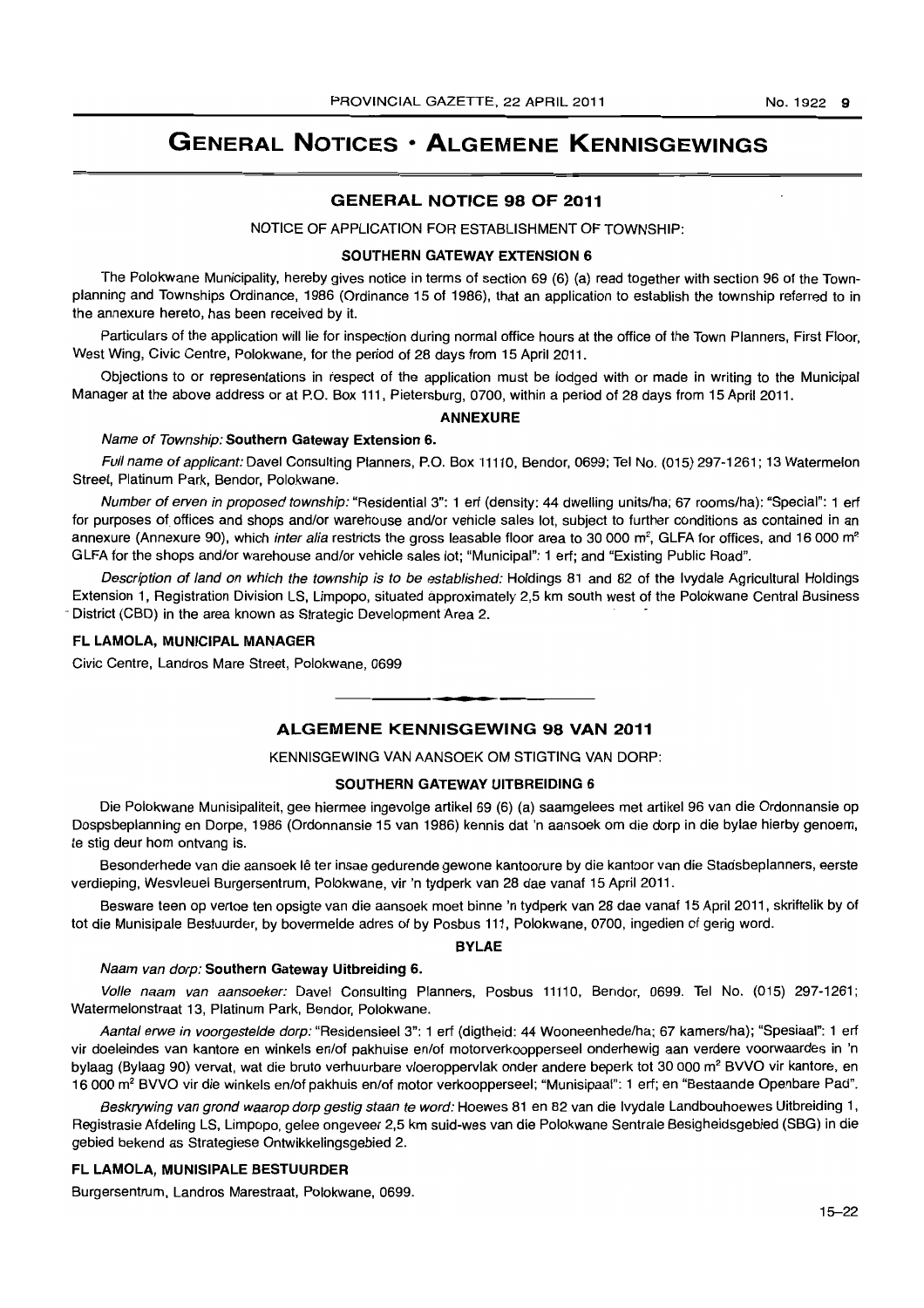# GENERAL NOTICES • ALGEMENE KENNISGEWINGS

## GENERAL NOTICE 98 OF 2011

NOTICE OF APPLICATION FOR ESTABLISHMENT OF TOWNSHIP:

### SOUTHERN GATEWAY EXTENSION 6

The Polokwane Municipality, hereby gives notice in terms of section 69 (6) (a) read together with section 96 of the Town-planning and Townships Ordinance, 1986 (Ordinance 15 of 1986), that an application to establish the township referred to in the annexure hereto, has been received by it.

Particulars of the application will lie for inspection during normal office hours at the office of the Town Planners, First Floor, West Wing, Civic Centre, Polokwane, for the period of 28 days from 15 April 2011.

Objections to or representations in respect of the application must be lodged with or made in writing to the Municipal Manager at the above address or at P.O. Box 111, Pietersburg, 0700, within a period of 28 days from 15 April 2011.

#### ANNEXURE

*Name of Township:* **Southern Gateway Extension 6.**

*Full name of applicant:* Davel Consulting Planners, P.O. Box 11110, Bendor, 0699; Tel No. (015) 297-1261; 13 Watermelon Street, Platinum Park, Bendor, Polokwane.

*Number of erven in proposed township:* "Residential 3": 1 erf (density: 44 dwelling units/ha; 67 rooms/ha): "Special": 1 erf for purposes of offices and shops and/or warehouse and/or vehicle sales lot, subject to further conditions as contained in an annexure (Annexure 90), which *inter alia* restricts the gross leasable floor area to 30 000 m², GLFA for offices, and 16 000 m² GLFA for the shops and/or warehouse and/or vehicle sales lot; "Municipal": 1 erf; and "Existing Public Road".

*Description of land on which the township is to be established:* Holdings 81 and 82 of the Ivydale Agricultural Holdings Extension 1, Registration Division LS, Limpopo, situated approximately 2,5 km south west of the Polokwane Central Business District (CBD) in the area known as Strategic Development Area 2.

**FL LAMOLA, MUNICIPAL MANAGER**

Civic Centre, Landros Mare Street, Polokwane, 0699

---

## ALGEMENE KENNISGEWING 98 VAN 2011

KENNISGEWING VAN AANSOEK OM STIGTING VAN DORP:

### SOUTHERN GATEWAY UITBREIDING 6

Die Polokwane Munisipaliteit, gee hiermee ingevolge artikel 69 (6) (a) saamgelees met artikel 96 van die Ordonnansie op Dospsbeplanning en Dorpe, 1986 (Ordonnansie 15 van 1986) kennis dat 'n aansoek om die dorp in die bylae hierby genoem, te stig deur hom ontvang is.

Besonderhede van die aansoek lê ter insae gedurende gewone kantoorure by die kantoor van die Stadsbeplanners, eerste verdieping, Wesvleuel Burgersentrum, Polokwane, vir 'n tydperk van 28 dae vanaf 15 April 2011.

Besware teen op vertoe ten opsigte van die aansoek moet binne 'n tydperk van 28 dae vanaf 15 April 2011, skriftelik by of tot die Munisipale Bestuurder, by bovermelde adres of by Posbus 111, Polokwane, 0700, ingedien of gerig word.

#### BYLAE

*Naam van dorp:* **Southern Gateway Uitbreiding 6.**

*Volle naam van aansoeker:* Davel Consulting Planners, Posbus 11110, Bendor, 0699. Tel No. (015) 297-1261; Watermelonstraat 13, Platinum Park, Bendor, Polokwane.

*Aantal erwe in voorgestelde dorp:* "Residensieel 3": 1 erf (digtheid: 44 Wooneenhede/ha; 67 kamers/ha); "Spesiaal": 1 erf vir doeleindes van kantore en winkels en/of pakhuise en/of motorverkoopperseel onderhewig aan verdere voorwaardes in 'n bylaag (Bylaag 90) vervat, wat die bruto verhuurbare vloeroppervlak onder andere beperk tot 30 000 m² BVVO vir kantore, en 16 000 m² BVVO vir die winkels en/of pakhuis en/of motor verkoopperseel; "Munisipaal": 1 erf; en "Bestaande Openbare Pad".

*Beskrywing van grond waarop dorp gestig staan te word:* Hoewes 81 en 82 van die Ivydale Landbouhoewes Uitbreiding 1, Registrasie Afdeling LS, Limpopo, gelee ongeveer 2,5 km suid-wes van die Polokwane Sentrale Besigheidsgebied (SBG) in die gebied bekend as Strategiese Ontwikkelingsgebied 2.

**FL LAMOLA, MUNISIPALE BESTUURDER**

Burgersentrum, Landros Marestraat, Polokwane, 0699.

15–22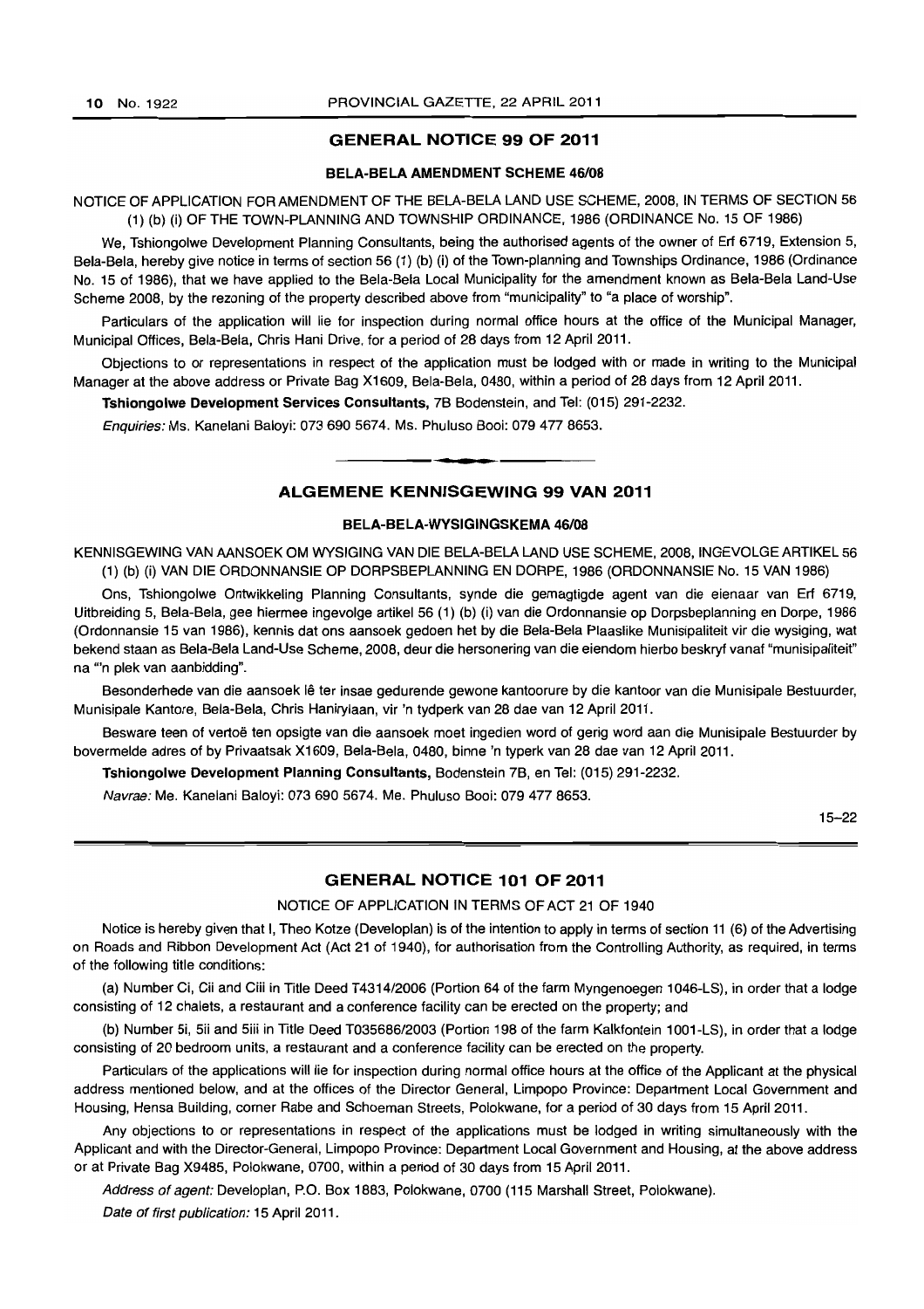## GENERAL NOTICE 99 OF 2011

### BELA-BELA AMENDMENT SCHEME 46/08

NOTICE OF APPLICATION FOR AMENDMENT OF THE BELA-BELA LAND USE SCHEME, 2008, IN TERMS OF SECTION 56 (1) (b) (i) OF THE TOWN-PLANNING AND TOWNSHIP ORDINANCE, 1986 (ORDINANCE No. 15 OF 1986)

We, Tshiongolwe Development Planning Consultants, being the authorised agents of the owner of Erf 6719, Extension 5, Bela-Bela, hereby give notice in terms of section 56 (1) (b) (i) of the Town-planning and Townships Ordinance, 1986 (Ordinance No. 15 of 1986), that we have applied to the Bela-Bela Local Municipality for the amendment known as Bela-Bela Land-Use Scheme 2008, by the rezoning of the property described above from "municipality" to "a place of worship".

Particulars of the application will lie for inspection during normal office hours at the office of the Municipal Manager, Municipal Offices, Bela-Bela, Chris Hani Drive, for a period of 28 days from 12 April 2011.

Objections to or representations in respect of the application must be lodged with or made in writing to the Municipal Manager at the above address or Private Bag X1609, Bela-Bela, 0480, within a period of 28 days from 12 April 2011.

**Tshiongolwe Development Services Consultants,** 7B Bodenstein, and Tel: (015) 291-2232.

*Enquiries:* Ms. Kanelani Baloyi: 073 690 5674. Ms. Phuluso Booi: 079 477 8653.

---

## ALGEMENE KENNISGEWING 99 VAN 2011

### BELA-BELA-WYSIGINGSKEMA 46/08

KENNISGEWING VAN AANSOEK OM WYSIGING VAN DIE BELA-BELA LAND USE SCHEME, 2008, INGEVOLGE ARTIKEL 56 (1) (b) (i) VAN DIE ORDONNANSIE OP DORPSBEPLANNING EN DORPE, 1986 (ORDONNANSIE No. 15 VAN 1986)

Ons, Tshiongolwe Ontwikkeling Planning Consultants, synde die gemagtigde agent van die eienaar van Erf 6719, Uitbreiding 5, Bela-Bela, gee hiermee ingevolge artikel 56 (1) (b) (i) van die Ordonnansie op Dorpsbeplanning en Dorpe, 1986 (Ordonnansie 15 van 1986), kennis dat ons aansoek gedoen het by die Bela-Bela Plaaslike Munisipaliteit vir die wysiging, wat bekend staan as Bela-Bela Land-Use Scheme, 2008, deur die hersonering van die eiendom hierbo beskryf vanaf "munisipaliteit" na "'n plek van aanbidding".

Besonderhede van die aansoek lê ter insae gedurende gewone kantoorure by die kantoor van die Munisipale Bestuurder, Munisipale Kantore, Bela-Bela, Chris Haniryiaan, vir 'n tydperk van 28 dae van 12 April 2011.

Besware teen of vertoë ten opsigte van die aansoek moet ingedien word of gerig word aan die Munisipale Bestuurder by bovermelde adres of by Privaatsak X1609, Bela-Bela, 0480, binne 'n typerk van 28 dae van 12 April 2011.

**Tshiongolwe Development Planning Consultants,** Bodenstein 7B, en Tel: (015) 291-2232.

*Navrae:* Me. Kanelani Baloyi: 073 690 5674. Me. Phuluso Booi: 079 477 8653.

15–22

---

## GENERAL NOTICE 101 OF 2011

NOTICE OF APPLICATION IN TERMS OF ACT 21 OF 1940

Notice is hereby given that I, Theo Kotze (Developlan) is of the intention to apply in terms of section 11 (6) of the Advertising on Roads and Ribbon Development Act (Act 21 of 1940), for authorisation from the Controlling Authority, as required, in terms of the following title conditions:

(a) Number Ci, Cii and Ciii in Title Deed T4314/2006 (Portion 64 of the farm Myngenoegen 1046-LS), in order that a lodge consisting of 12 chalets, a restaurant and a conference facility can be erected on the property; and

(b) Number 5i, 5ii and 5iii in Title Deed T035686/2003 (Portion 198 of the farm Kalkfontein 1001-LS), in order that a lodge consisting of 20 bedroom units, a restaurant and a conference facility can be erected on the property.

Particulars of the applications will lie for inspection during normal office hours at the office of the Applicant at the physical address mentioned below, and at the offices of the Director General, Limpopo Province: Department Local Government and Housing, Hensa Building, corner Rabe and Schoeman Streets, Polokwane, for a period of 30 days from 15 April 2011.

Any objections to or representations in respect of the applications must be lodged in writing simultaneously with the Applicant and with the Director-General, Limpopo Province: Department Local Government and Housing, at the above address or at Private Bag X9485, Polokwane, 0700, within a period of 30 days from 15 April 2011.

*Address of agent:* Developlan, P.O. Box 1883, Polokwane, 0700 (115 Marshall Street, Polokwane).

*Date of first publication:* 15 April 2011.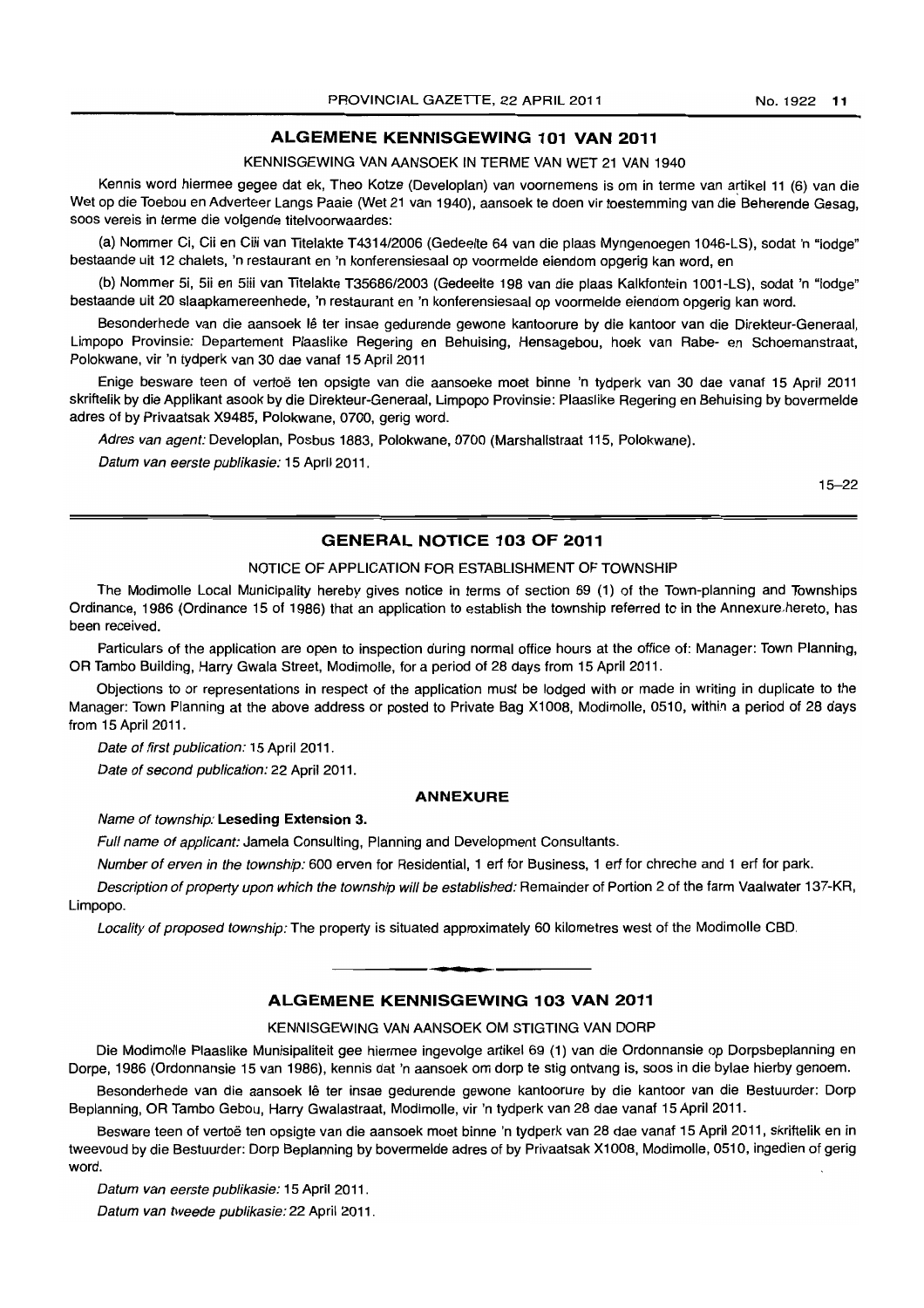## ALGEMENE KENNISGEWING 101 VAN 2011

KENNISGEWING VAN AANSOEK IN TERME VAN WET 21 VAN 1940

Kennis word hiermee gegee dat ek, Theo Kotze (Developlan) van voornemens is om in terme van artikel 11 (6) van die Wet op die Toebou en Adverteer Langs Paaie (Wet 21 van 1940), aansoek te doen vir toestemming van die Beherende Gesag, soos vereis in terme die volgende titelvoorwaardes:

(a) Nommer Ci, Cii en Ciii van Titelakte T4314/2006 (Gedeelte 64 van die plaas Myngenoegen 1046-LS), sodat 'n "lodge" bestaande uit 12 chalets, 'n restaurant en 'n konferensiesaal op voormelde eiendom opgerig kan word, en

(b) Nommer 5i, 5ii en 5iii van Titelakte T35686/2003 (Gedeelte 198 van die plaas Kalkfontein 1001-LS), sodat 'n "lodge" bestaande uit 20 slaapkamereenhede, 'n restaurant en 'n konferensiesaal op voormelde eiendom opgerig kan word.

Besonderhede van die aansoek lê ter insae gedurende gewone kantoorure by die kantoor van die Direkteur-Generaal, Limpopo Provinsie: Departement Plaaslike Regering en Behuising, Hensagebou, hoek van Rabe- en Schoemanstraat, Polokwane, vir 'n tydperk van 30 dae vanaf 15 April 2011

Enige besware teen of vertoë ten opsigte van die aansoeke moet binne 'n tydperk van 30 dae vanaf 15 April 2011 skriftelik by die Applikant asook by die Direkteur-Generaal, Limpopo Provinsie: Plaaslike Regering en Behuising by bovermelde adres of by Privaatsak X9485, Polokwane, 0700, gerig word.

*Adres van agent:* Developlan, Posbus 1883, Polokwane, 0700 (Marshallstraat 115, Polokwane).

*Datum van eerste publikasie:* 15 April 2011.

15–22

## GENERAL NOTICE 103 OF 2011

NOTICE OF APPLICATION FOR ESTABLISHMENT OF TOWNSHIP

The Modimolle Local Municipality hereby gives notice in terms of section 69 (1) of the Town-planning and Townships Ordinance, 1986 (Ordinance 15 of 1986) that an application to establish the township referred to in the Annexure hereto, has been received.

Particulars of the application are open to inspection during normal office hours at the office of: Manager: Town Planning, OR Tambo Building, Harry Gwala Street, Modimolle, for a period of 28 days from 15 April 2011.

Objections to or representations in respect of the application must be lodged with or made in writing in duplicate to the Manager: Town Planning at the above address or posted to Private Bag X1008, Modimolle, 0510, within a period of 28 days from 15 April 2011.

*Date of first publication:* 15 April 2011.

*Date of second publication:* 22 April 2011.

### ANNEXURE

*Name of township:* **Leseding Extension 3.**

*Full name of applicant:* Jamela Consulting, Planning and Development Consultants.

*Number of erven in the township:* 600 erven for Residential, 1 erf for Business, 1 erf for chreche and 1 erf for park.

*Description of property upon which the township will be established:* Remainder of Portion 2 of the farm Vaalwater 137-KR, Limpopo.

*Locality of proposed township:* The property is situated approximately 60 kilometres west of the Modimolle CBD.

## ALGEMENE KENNISGEWING 103 VAN 2011

KENNISGEWING VAN AANSOEK OM STIGTING VAN DORP

Die Modimolle Plaaslike Munisipaliteit gee hiermee ingevolge artikel 69 (1) van die Ordonnansie op Dorpsbeplanning en Dorpe, 1986 (Ordonnansie 15 van 1986), kennis dat 'n aansoek om dorp te stig ontvang is, soos in die bylae hierby genoem.

Besonderhede van die aansoek lê ter insae gedurende gewone kantoorure by die kantoor van die Bestuurder: Dorp Beplanning, OR Tambo Gebou, Harry Gwalastraat, Modimolle, vir 'n tydperk van 28 dae vanaf 15 April 2011.

Besware teen of vertoë ten opsigte van die aansoek moet binne 'n tydperk van 28 dae vanaf 15 April 2011, skriftelik en in tweevoud by die Bestuurder: Dorp Beplanning by bovermelde adres of by Privaatsak X1008, Modimolle, 0510, ingedien of gerig word.

*Datum van eerste publikasie:* 15 April 2011.

*Datum van tweede publikasie:* 22 April 2011.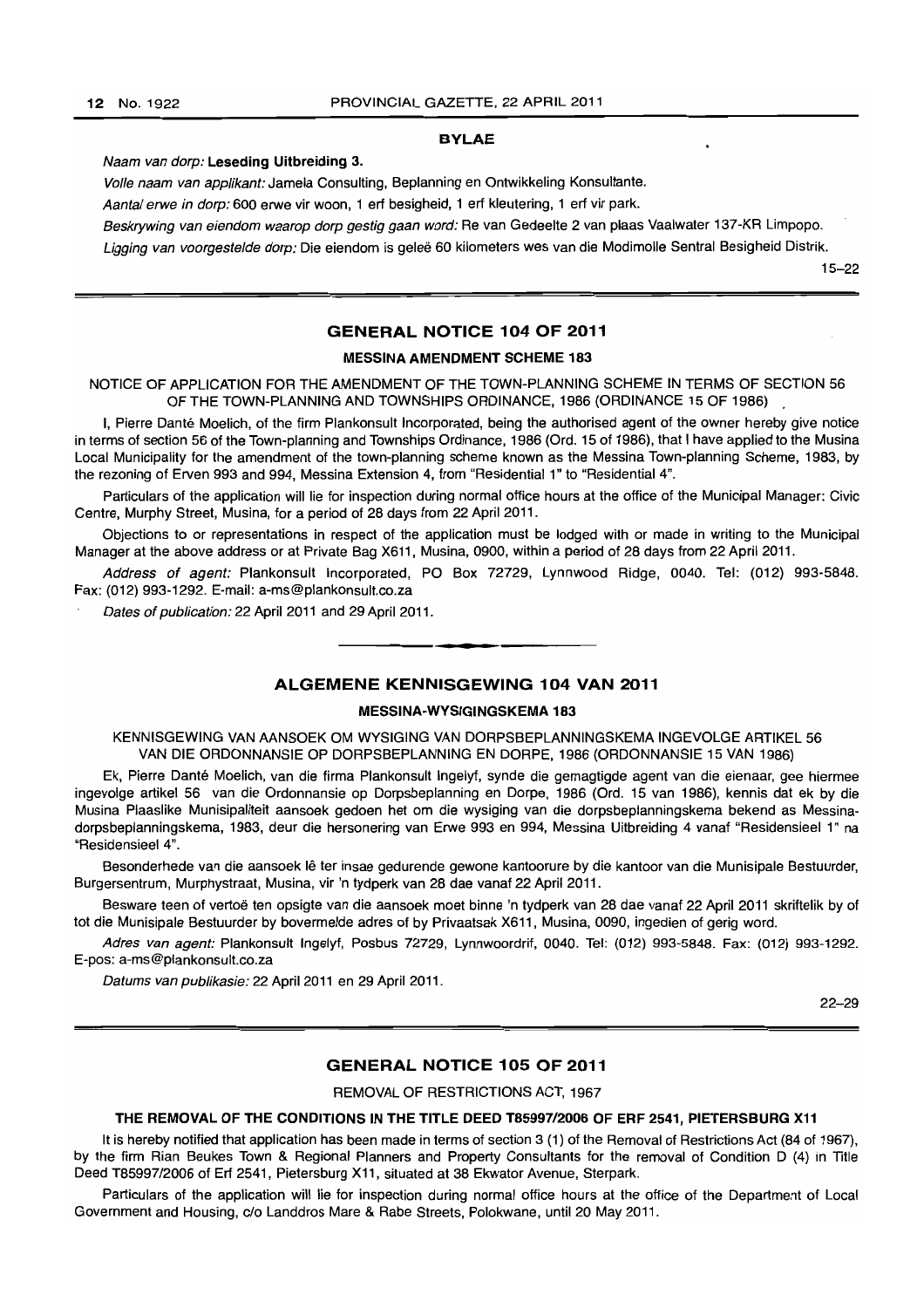## BYLAE

*Naam van dorp:* **Leseding Uitbreiding 3.**

*Volle naam van applikant:* Jamela Consulting, Beplanning en Ontwikkeling Konsultante.

*Aantal erwe in dorp:* 600 erwe vir woon, 1 erf besigheid, 1 erf kleutering, 1 erf vir park.

*Beskrywing van eiendom waarop dorp gestig gaan word:* Re van Gedeelte 2 van plaas Vaalwater 137-KR Limpopo.

*Ligging van voorgestelde dorp:* Die eiendom is geleë 60 kilometers wes van die Modimolle Sentral Besigheid Distrik.

15–22

## GENERAL NOTICE 104 OF 2011

### MESSINA AMENDMENT SCHEME 183

NOTICE OF APPLICATION FOR THE AMENDMENT OF THE TOWN-PLANNING SCHEME IN TERMS OF SECTION 56 OF THE TOWN-PLANNING AND TOWNSHIPS ORDINANCE, 1986 (ORDINANCE 15 OF 1986)

I, Pierre Danté Moelich, of the firm Plankonsult Incorporated, being the authorised agent of the owner hereby give notice in terms of section 56 of the Town-planning and Townships Ordinance, 1986 (Ord. 15 of 1986), that I have applied to the Musina Local Municipality for the amendment of the town-planning scheme known as the Messina Town-planning Scheme, 1983, by the rezoning of Erven 993 and 994, Messina Extension 4, from "Residential 1" to "Residential 4".

Particulars of the application will lie for inspection during normal office hours at the office of the Municipal Manager: Civic Centre, Murphy Street, Musina, for a period of 28 days from 22 April 2011.

Objections to or representations in respect of the application must be lodged with or made in writing to the Municipal Manager at the above address or at Private Bag X611, Musina, 0900, within a period of 28 days from 22 April 2011.

*Address of agent:* Plankonsult Incorporated, PO Box 72729, Lynnwood Ridge, 0040. Tel: (012) 993-5848. Fax: (012) 993-1292. E-mail: a-ms@plankonsult.co.za

*Dates of publication:* 22 April 2011 and 29 April 2011.

## ALGEMENE KENNISGEWING 104 VAN 2011

### MESSINA-WYSIGINGSKEMA 183

KENNISGEWING VAN AANSOEK OM WYSIGING VAN DORPSBEPLANNINGSKEMA INGEVOLGE ARTIKEL 56 VAN DIE ORDONNANSIE OP DORPSBEPLANNING EN DORPE, 1986 (ORDONNANSIE 15 VAN 1986)

Ek, Pierre Danté Moelich, van die firma Plankonsult Ingelyf, synde die gemagtigde agent van die eienaar, gee hiermee ingevolge artikel 56 van die Ordonnansie op Dorpsbeplanning en Dorpe, 1986 (Ord. 15 van 1986), kennis dat ek by die Musina Plaaslike Munisipaliteit aansoek gedoen het om die wysiging van die dorpsbeplanningskema bekend as Messina-dorpsbeplanningskema, 1983, deur die hersonering van Erwe 993 en 994, Messina Uitbreiding 4 vanaf "Residensieel 1" na "Residensieel 4".

Besonderhede van die aansoek lê ter insae gedurende gewone kantoorure by die kantoor van die Munisipale Bestuurder, Burgersentrum, Murphystraat, Musina, vir 'n tydperk van 28 dae vanaf 22 April 2011.

Besware teen of vertoë ten opsigte van die aansoek moet binne 'n tydperk van 28 dae vanaf 22 April 2011 skriftelik by of tot die Munisipale Bestuurder by bovermelde adres of by Privaatsak X611, Musina, 0090, ingedien of gerig word.

*Adres van agent:* Plankonsult Ingelyf, Posbus 72729, Lynnwoordrif, 0040. Tel: (012) 993-5848. Fax: (012) 993-1292. E-pos: a-ms@plankonsult.co.za

*Datums van publikasie:* 22 April 2011 en 29 April 2011.

22–29

## GENERAL NOTICE 105 OF 2011

REMOVAL OF RESTRICTIONS ACT, 1967

**THE REMOVAL OF THE CONDITIONS IN THE TITLE DEED T85997/2006 OF ERF 2541, PIETERSBURG X11**

It is hereby notified that application has been made in terms of section 3 (1) of the Removal of Restrictions Act (84 of 1967), by the firm Rian Beukes Town & Regional Planners and Property Consultants for the removal of Condition D (4) in Title Deed T85997/2006 of Erf 2541, Pietersburg X11, situated at 38 Ekwator Avenue, Sterpark.

Particulars of the application will lie for inspection during normal office hours at the office of the Department of Local Government and Housing, c/o Landdros Mare & Rabe Streets, Polokwane, until 20 May 2011.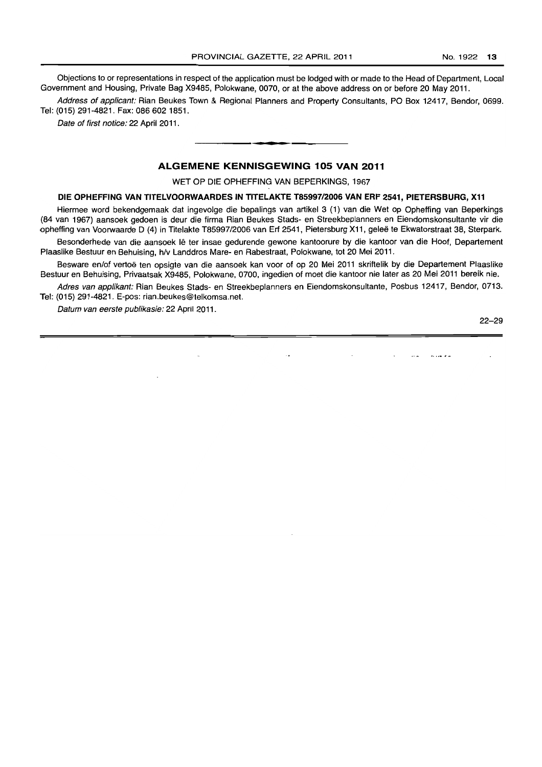Objections to or representations in respect of the application must be lodged with or made to the Head of Department, Local Government and Housing, Private Bag X9485, Polokwane, 0070, or at the above address on or before 20 May 2011.

*Address of applicant:* Rian Beukes Town & Regional Planners and Property Consultants, PO Box 12417, Bendor, 0699. Tel: (015) 291-4821. Fax: 086 602 1851.

*Date of first notice:* 22 April 2011.

---

## ALGEMENE KENNISGEWING 105 VAN 2011

WET OP DIE OPHEFFING VAN BEPERKINGS, 1967

**DIE OPHEFFING VAN TITELVOORWAARDES IN TITELAKTE T85997/2006 VAN ERF 2541, PIETERSBURG, X11**

Hiermee word bekendgemaak dat ingevolge die bepalings van artikel 3 (1) van die Wet op Opheffing van Beperkings (84 van 1967) aansoek gedoen is deur die firma Rian Beukes Stads- en Streekbeplanners en Eiendomskonsultante vir die opheffing van Voorwaarde D (4) in Titelakte T85997/2006 van Erf 2541, Pietersburg X11, geleë te Ekwatorstraat 38, Sterpark.

Besonderhede van die aansoek lê ter insae gedurende gewone kantoorure by die kantoor van die Hoof, Departement Plaaslike Bestuur en Behuising, h/v Landdros Mare- en Rabestraat, Polokwane, tot 20 Mei 2011.

Besware en/of vertoë ten opsigte van die aansoek kan voor of op 20 Mei 2011 skriftelik by die Departement Plaaslike Bestuur en Behuising, Privaatsak X9485, Polokwane, 0700, ingedien of moet die kantoor nie later as 20 Mei 2011 bereik nie.

*Adres van applikant:* Rian Beukes Stads- en Streekbeplanners en Eiendomskonsultante, Posbus 12417, Bendor, 0713. Tel: (015) 291-4821. E-pos: rian.beukes@telkomsa.net.

*Datum van eerste publikasie:* 22 April 2011.

22–29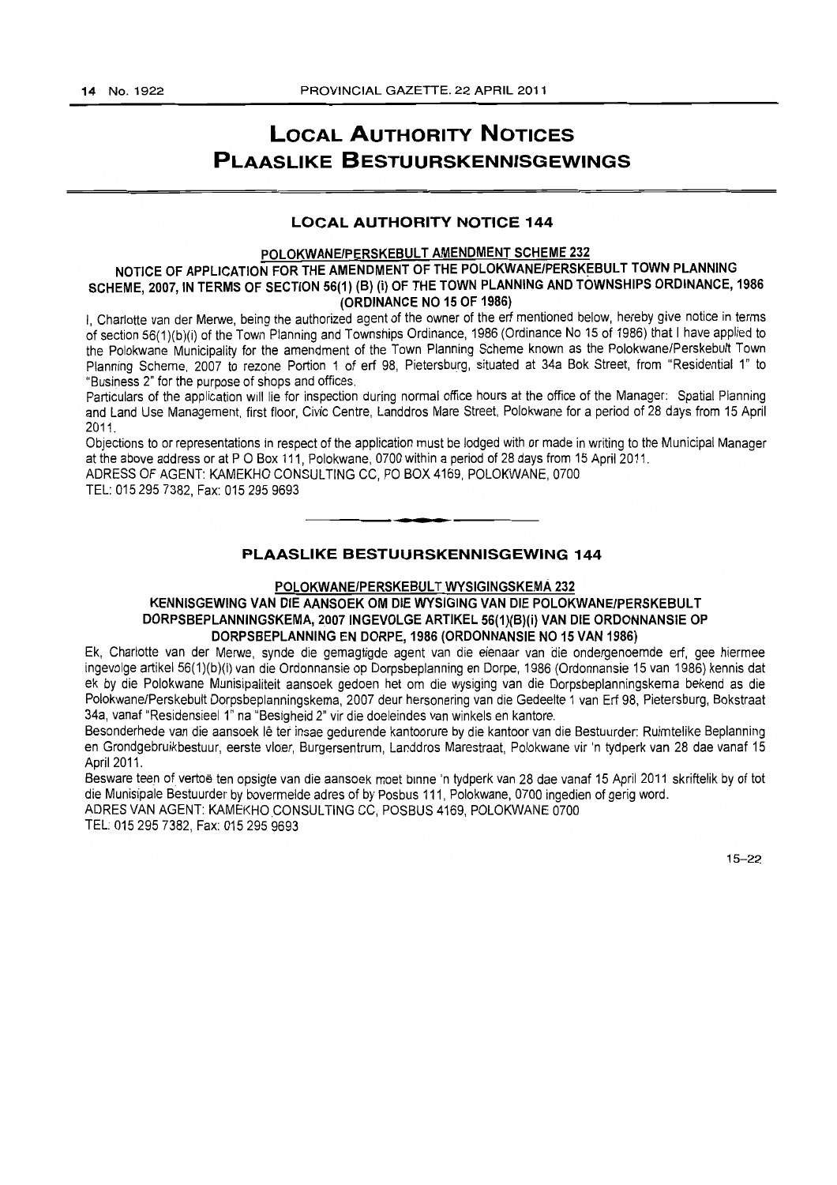# LOCAL AUTHORITY NOTICES
# PLAASLIKE BESTUURSKENNISGEWINGS

## LOCAL AUTHORITY NOTICE 144

### POLOKWANE/PERSKEBULT AMENDMENT SCHEME 232

### NOTICE OF APPLICATION FOR THE AMENDMENT OF THE POLOKWANE/PERSKEBULT TOWN PLANNING SCHEME, 2007, IN TERMS OF SECTION 56(1) (B) (i) OF THE TOWN PLANNING AND TOWNSHIPS ORDINANCE, 1986 (ORDINANCE NO 15 OF 1986)

I, Charlotte van der Merwe, being the authorized agent of the owner of the erf mentioned below, hereby give notice in terms of section 56(1)(b)(i) of the Town Planning and Townships Ordinance, 1986 (Ordinance No 15 of 1986) that I have applied to the Polokwane Municipality for the amendment of the Town Planning Scheme known as the Polokwane/Perskebult Town Planning Scheme, 2007 to rezone Portion 1 of erf 98, Pietersburg, situated at 34a Bok Street, from "Residential 1" to "Business 2" for the purpose of shops and offices.

Particulars of the application will lie for inspection during normal office hours at the office of the Manager: Spatial Planning and Land Use Management, first floor, Civic Centre, Landdros Mare Street, Polokwane for a period of 28 days from 15 April 2011.

Objections to or representations in respect of the application must be lodged with or made in writing to the Municipal Manager at the above address or at P O Box 111, Polokwane, 0700 within a period of 28 days from 15 April 2011.

ADRESS OF AGENT: KAMEKHO CONSULTING CC, PO BOX 4169, POLOKWANE, 0700

TEL: 015 295 7382, Fax: 015 295 9693

## PLAASLIKE BESTUURSKENNISGEWING 144

### POLOKWANE/PERSKEBULT WYSIGINGSKEMA 232

### KENNISGEWING VAN DIE AANSOEK OM DIE WYSIGING VAN DIE POLOKWANE/PERSKEBULT DORPSBEPLANNINGSKEMA, 2007 INGEVOLGE ARTIKEL 56(1)(B)(i) VAN DIE ORDONNANSIE OP DORPSBEPLANNING EN DORPE, 1986 (ORDONNANSIE NO 15 VAN 1986)

Ek, Charlotte van der Merwe, synde die gemagtigde agent van die eienaar van die ondergenoemde erf, gee hiermee ingevolge artikel 56(1)(b)(i) van die Ordonnansie op Dorpsbeplanning en Dorpe, 1986 (Ordonnansie 15 van 1986) kennis dat ek by die Polokwane Munisipaliteit aansoek gedoen het om die wysiging van die Dorpsbeplanningskema bekend as die Polokwane/Perskebult Dorpsbeplanningskema, 2007 deur hersonering van die Gedeelte 1 van Erf 98, Pietersburg, Bokstraat 34a, vanaf "Residensieel 1" na "Besigheid 2" vir die doeleindes van winkels en kantore.

Besonderhede van die aansoek lê ter insae gedurende kantoorure by die kantoor van die Bestuurder: Ruimtelike Beplanning en Grondgebruikbestuur, eerste vloer, Burgersentrum, Landdros Marestraat, Polokwane vir 'n tydperk van 28 dae vanaf 15 April 2011.

Besware teen of vertoë ten opsigte van die aansoek moet binne 'n tydperk van 28 dae vanaf 15 April 2011 skriftelik by of tot die Munisipale Bestuurder by bovermelde adres of by Posbus 111, Polokwane, 0700 ingedien of gerig word.

ADRES VAN AGENT: KAMEKHO CONSULTING CC, POSBUS 4169, POLOKWANE 0700

TEL: 015 295 7382, Fax: 015 295 9693

15–22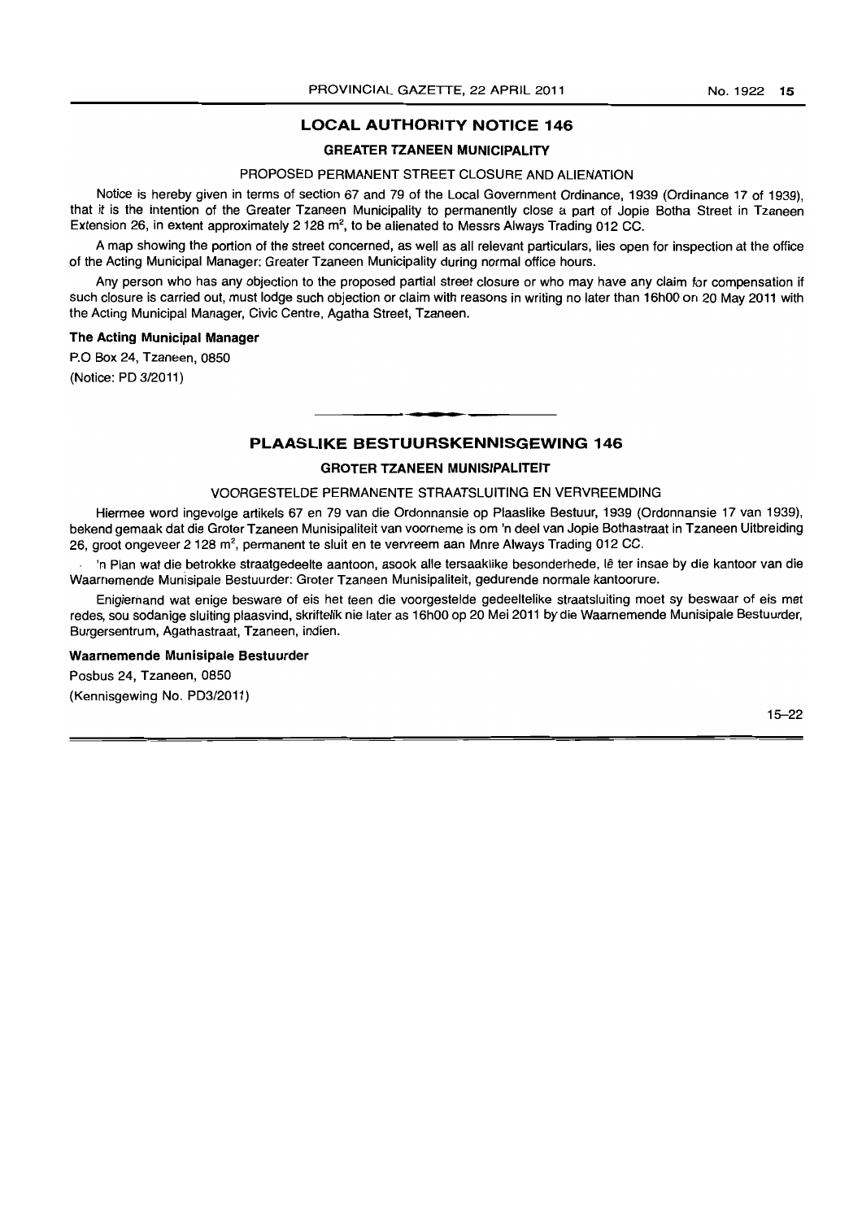## LOCAL AUTHORITY NOTICE 146

### GREATER TZANEEN MUNICIPALITY

PROPOSED PERMANENT STREET CLOSURE AND ALIENATION

Notice is hereby given in terms of section 67 and 79 of the Local Government Ordinance, 1939 (Ordinance 17 of 1939), that it is the intention of the Greater Tzaneen Municipality to permanently close a part of Jopie Botha Street in Tzaneen Extension 26, in extent approximately 2 128 m$^2$, to be alienated to Messrs Always Trading 012 CC.

A map showing the portion of the street concerned, as well as all relevant particulars, lies open for inspection at the office of the Acting Municipal Manager: Greater Tzaneen Municipality during normal office hours.

Any person who has any objection to the proposed partial street closure or who may have any claim for compensation if such closure is carried out, must lodge such objection or claim with reasons in writing no later than 16h00 on 20 May 2011 with the Acting Municipal Manager, Civic Centre, Agatha Street, Tzaneen.

**The Acting Municipal Manager**

P.O Box 24, Tzaneen, 0850

(Notice: PD 3/2011)

---

## PLAASLIKE BESTUURSKENNISGEWING 146

### GROTER TZANEEN MUNISIPALITEIT

VOORGESTELDE PERMANENTE STRAATSLUITING EN VERVREEMDING

Hiermee word ingevolge artikels 67 en 79 van die Ordonnansie op Plaaslike Bestuur, 1939 (Ordonnansie 17 van 1939), bekend gemaak dat die Groter Tzaneen Munisipaliteit van voorneme is om 'n deel van Jopie Bothastraat in Tzaneen Uitbreiding 26, groot ongeveer 2 128 m$^2$, permanent te sluit en te vervreem aan Mnre Always Trading 012 CC.

'n Plan wat die betrokke straatgedeelte aantoon, asook alle tersaaklike besonderhede, lê ter insae by die kantoor van die Waarnemende Munisipale Bestuurder: Groter Tzaneen Munisipaliteit, gedurende normale kantoorure.

Enigiemand wat enige besware of eis het teen die voorgestelde gedeeltelike straatsluiting moet sy beswaar of eis met redes, sou sodanige sluiting plaasvind, skriftelik nie later as 16h00 op 20 Mei 2011 by die Waarnemende Munisipale Bestuurder, Burgersentrum, Agathastraat, Tzaneen, indien.

**Waarnemende Munisipale Bestuurder**

Posbus 24, Tzaneen, 0850

(Kennisgewing No. PD3/2011)

15–22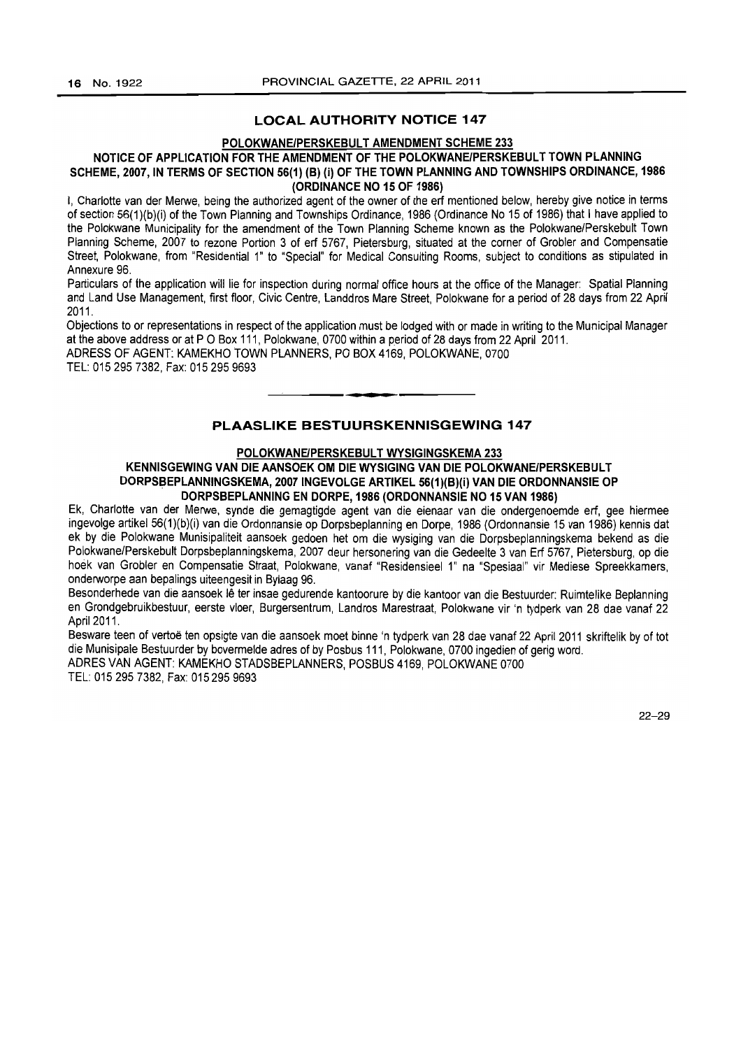## LOCAL AUTHORITY NOTICE 147

**POLOKWANE/PERSKEBULT AMENDMENT SCHEME 233**

**NOTICE OF APPLICATION FOR THE AMENDMENT OF THE POLOKWANE/PERSKEBULT TOWN PLANNING SCHEME, 2007, IN TERMS OF SECTION 56(1) (B) (i) OF THE TOWN PLANNING AND TOWNSHIPS ORDINANCE, 1986 (ORDINANCE NO 15 OF 1986)**

I, Charlotte van der Merwe, being the authorized agent of the owner of the erf mentioned below, hereby give notice in terms of section 56(1)(b)(i) of the Town Planning and Townships Ordinance, 1986 (Ordinance No 15 of 1986) that I have applied to the Polokwane Municipality for the amendment of the Town Planning Scheme known as the Polokwane/Perskebult Town Planning Scheme, 2007 to rezone Portion 3 of erf 5767, Pietersburg, situated at the corner of Grobler and Compensatie Street, Polokwane, from "Residential 1" to "Special" for Medical Consulting Rooms, subject to conditions as stipulated in Annexure 96.

Particulars of the application will lie for inspection during normal office hours at the office of the Manager: Spatial Planning and Land Use Management, first floor, Civic Centre, Landdros Mare Street, Polokwane for a period of 28 days from 22 April 2011.

Objections to or representations in respect of the application must be lodged with or made in writing to the Municipal Manager at the above address or at P O Box 111, Polokwane, 0700 within a period of 28 days from 22 April 2011.

ADRESS OF AGENT: KAMEKHO TOWN PLANNERS, PO BOX 4169, POLOKWANE, 0700

TEL: 015 295 7382, Fax: 015 295 9693

---

## PLAASLIKE BESTUURSKENNISGEWING 147

**POLOKWANE/PERSKEBULT WYSIGINGSKEMA 233**

**KENNISGEWING VAN DIE AANSOEK OM DIE WYSIGING VAN DIE POLOKWANE/PERSKEBULT DORPSBEPLANNINGSKEMA, 2007 INGEVOLGE ARTIKEL 56(1)(B)(i) VAN DIE ORDONNANSIE OP DORPSBEPLANNING EN DORPE, 1986 (ORDONNANSIE NO 15 VAN 1986)**

Ek, Charlotte van der Merwe, synde die gemagtigde agent van die eienaar van die ondergenoemde erf, gee hiermee ingevolge artikel 56(1)(b)(i) van die Ordonnansie op Dorpsbeplanning en Dorpe, 1986 (Ordonnansie 15 van 1986) kennis dat ek by die Polokwane Munisipaliteit aansoek gedoen het om die wysiging van die Dorpsbeplanningskema bekend as die Polokwane/Perskebult Dorpsbeplanningskema, 2007 deur hersonering van die Gedeelte 3 van Erf 5767, Pietersburg, op die hoek van Grobler en Compensatie Straat, Polokwane, vanaf "Residensieel 1" na "Spesiaal" vir Mediese Spreekkamers, onderworpe aan bepalings uiteengesit in Bylaag 96.

Besonderhede van die aansoek lê ter insae gedurende kantoorure by die kantoor van die Bestuurder: Ruimtelike Beplanning en Grondgebruikbestuur, eerste vloer, Burgersentrum, Landros Marestraat, Polokwane vir 'n tydperk van 28 dae vanaf 22 April 2011.

Besware teen of vertoë ten opsigte van die aansoek moet binne 'n tydperk van 28 dae vanaf 22 April 2011 skriftelik by of tot die Munisipale Bestuurder by bovermelde adres of by Posbus 111, Polokwane, 0700 ingedien of gerig word.

ADRES VAN AGENT: KAMEKHO STADSBEPLANNERS, POSBUS 4169, POLOKWANE 0700

TEL: 015 295 7382, Fax: 015 295 9693

22–29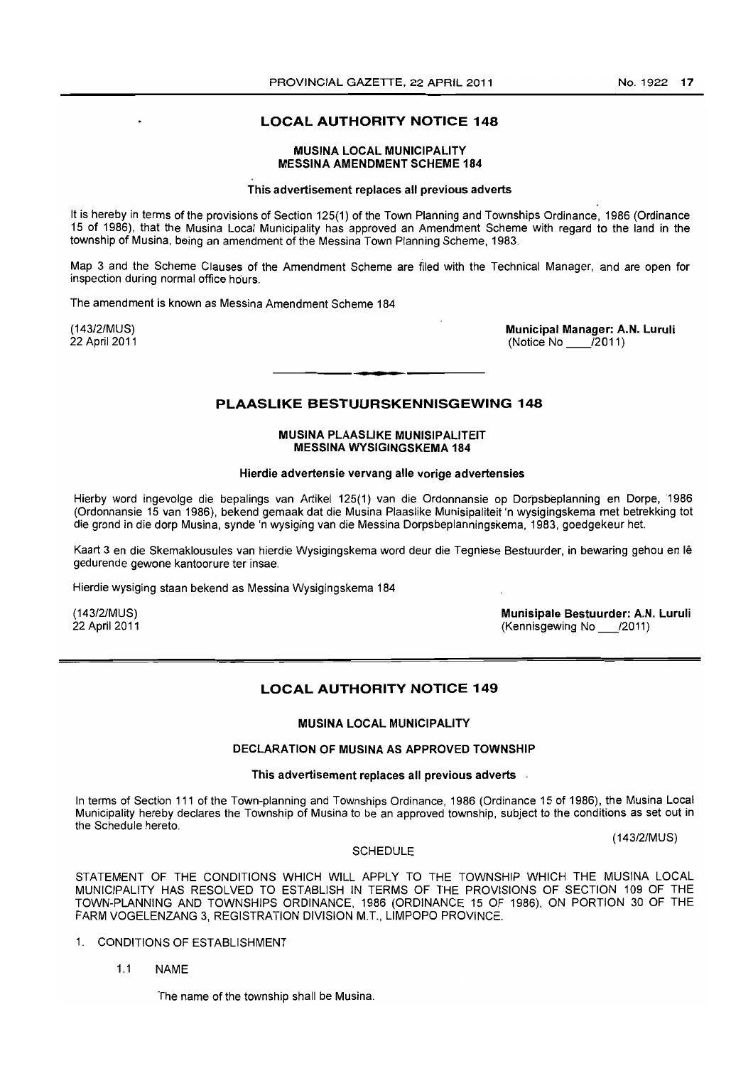## LOCAL AUTHORITY NOTICE 148

**MUSINA LOCAL MUNICIPALITY**
**MESSINA AMENDMENT SCHEME 184**

**This advertisement replaces all previous adverts**

It is hereby in terms of the provisions of Section 125(1) of the Town Planning and Townships Ordinance, 1986 (Ordinance 15 of 1986), that the Musina Local Municipality has approved an Amendment Scheme with regard to the land in the township of Musina, being an amendment of the Messina Town Planning Scheme, 1983.

Map 3 and the Scheme Clauses of the Amendment Scheme are filed with the Technical Manager, and are open for inspection during normal office hours.

The amendment is known as Messina Amendment Scheme 184

(143/2/MUS)
22 April 2011

**Municipal Manager: A.N. Luruli**
(Notice No \_\_\_\_/2011)

---

## PLAASLIKE BESTUURSKENNISGEWING 148

**MUSINA PLAASLIKE MUNISIPALITEIT**
**MESSINA WYSIGINGSKEMA 184**

**Hierdie advertensie vervang alle vorige advertensies**

Hierby word ingevolge die bepalings van Artikel 125(1) van die Ordonnansie op Dorpsbeplanning en Dorpe, 1986 (Ordonnansie 15 van 1986), bekend gemaak dat die Musina Plaaslike Munisipaliteit 'n wysigingskema met betrekking tot die grond in die dorp Musina, synde 'n wysiging van die Messina Dorpsbeplanningskema, 1983, goedgekeur het.

Kaart 3 en die Skemaklousules van hierdie Wysigingskema word deur die Tegniese Bestuurder, in bewaring gehou en lê gedurende gewone kantoorure ter insae.

Hierdie wysiging staan bekend as Messina Wysigingskema 184

(143/2/MUS)
22 April 2011

**Munisipale Bestuurder: A.N. Luruli**
(Kennisgewing No \_\_\_/2011)

---

## LOCAL AUTHORITY NOTICE 149

**MUSINA LOCAL MUNICIPALITY**

**DECLARATION OF MUSINA AS APPROVED TOWNSHIP**

**This advertisement replaces all previous adverts**

In terms of Section 111 of the Town-planning and Townships Ordinance, 1986 (Ordinance 15 of 1986), the Musina Local Municipality hereby declares the Township of Musina to be an approved township, subject to the conditions as set out in the Schedule hereto.

(143/2/MUS)

SCHEDULE

STATEMENT OF THE CONDITIONS WHICH WILL APPLY TO THE TOWNSHIP WHICH THE MUSINA LOCAL MUNICIPALITY HAS RESOLVED TO ESTABLISH IN TERMS OF THE PROVISIONS OF SECTION 109 OF THE TOWN-PLANNING AND TOWNSHIPS ORDINANCE, 1986 (ORDINANCE 15 OF 1986), ON PORTION 30 OF THE FARM VOGELENZANG 3, REGISTRATION DIVISION M.T., LIMPOPO PROVINCE.

1. CONDITIONS OF ESTABLISHMENT

   1.1 NAME

   The name of the township shall be Musina.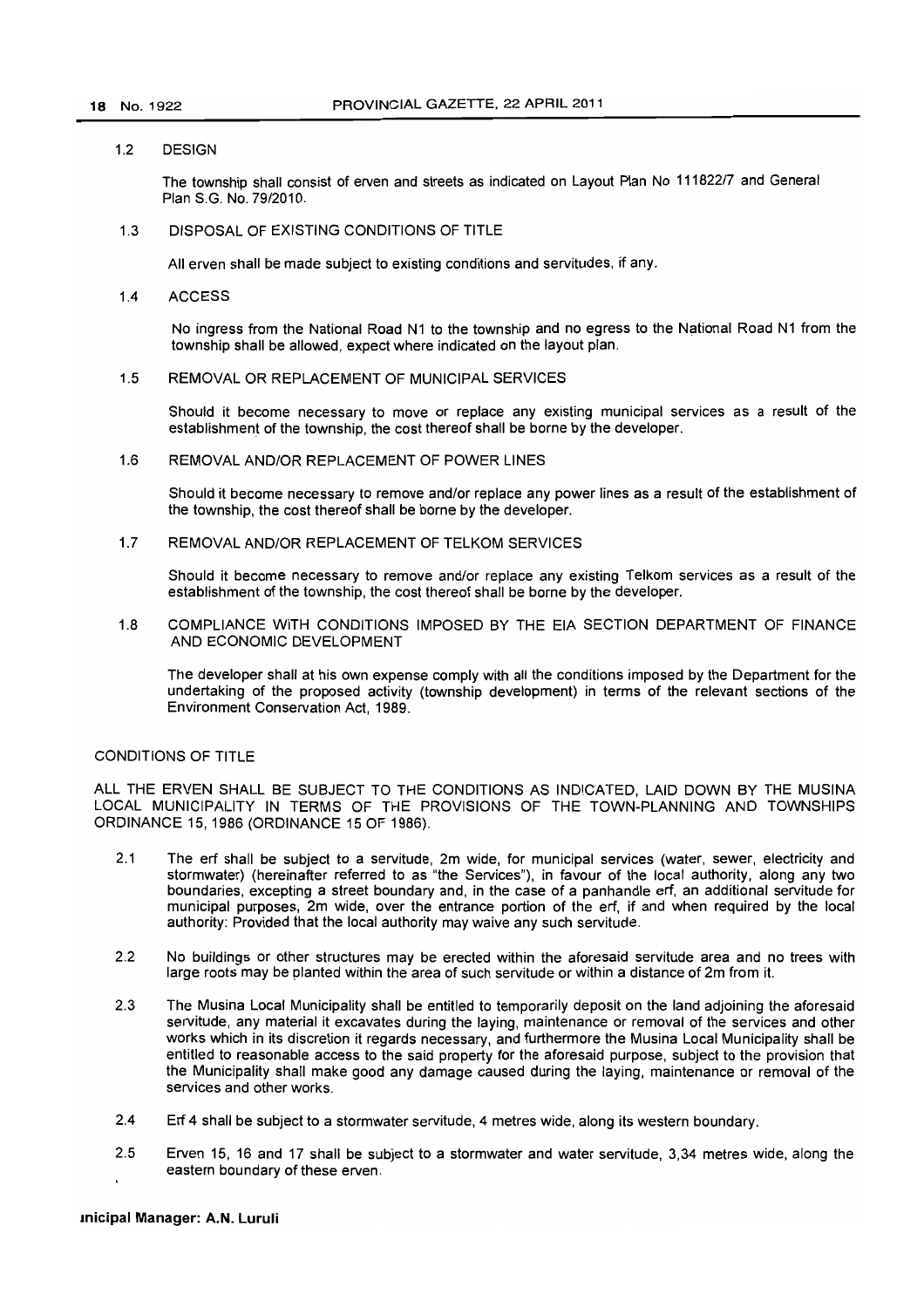### 1.2 DESIGN

The township shall consist of erven and streets as indicated on Layout Plan No 111822/7 and General Plan S.G. No. 79/2010.

### 1.3 DISPOSAL OF EXISTING CONDITIONS OF TITLE

All erven shall be made subject to existing conditions and servitudes, if any.

### 1.4 ACCESS

No ingress from the National Road N1 to the township and no egress to the National Road N1 from the township shall be allowed, expect where indicated on the layout plan.

### 1.5 REMOVAL OR REPLACEMENT OF MUNICIPAL SERVICES

Should it become necessary to move or replace any existing municipal services as a result of the establishment of the township, the cost thereof shall be borne by the developer.

### 1.6 REMOVAL AND/OR REPLACEMENT OF POWER LINES

Should it become necessary to remove and/or replace any power lines as a result of the establishment of the township, the cost thereof shall be borne by the developer.

### 1.7 REMOVAL AND/OR REPLACEMENT OF TELKOM SERVICES

Should it become necessary to remove and/or replace any existing Telkom services as a result of the establishment of the township, the cost thereof shall be borne by the developer.

### 1.8 COMPLIANCE WITH CONDITIONS IMPOSED BY THE EIA SECTION DEPARTMENT OF FINANCE AND ECONOMIC DEVELOPMENT

The developer shall at his own expense comply with all the conditions imposed by the Department for the undertaking of the proposed activity (township development) in terms of the relevant sections of the Environment Conservation Act, 1989.

## CONDITIONS OF TITLE

ALL THE ERVEN SHALL BE SUBJECT TO THE CONDITIONS AS INDICATED, LAID DOWN BY THE MUSINA LOCAL MUNICIPALITY IN TERMS OF THE PROVISIONS OF THE TOWN-PLANNING AND TOWNSHIPS ORDINANCE 15, 1986 (ORDINANCE 15 OF 1986).

2.1 The erf shall be subject to a servitude, 2m wide, for municipal services (water, sewer, electricity and stormwater) (hereinafter referred to as "the Services"), in favour of the local authority, along any two boundaries, excepting a street boundary and, in the case of a panhandle erf, an additional servitude for municipal purposes, 2m wide, over the entrance portion of the erf, if and when required by the local authority: Provided that the local authority may waive any such servitude.

2.2 No buildings or other structures may be erected within the aforesaid servitude area and no trees with large roots may be planted within the area of such servitude or within a distance of 2m from it.

2.3 The Musina Local Municipality shall be entitled to temporarily deposit on the land adjoining the aforesaid servitude, any material it excavates during the laying, maintenance or removal of the services and other works which in its discretion it regards necessary, and furthermore the Musina Local Municipality shall be entitled to reasonable access to the said property for the aforesaid purpose, subject to the provision that the Municipality shall make good any damage caused during the laying, maintenance or removal of the services and other works.

2.4 Erf 4 shall be subject to a stormwater servitude, 4 metres wide, along its western boundary.

2.5 Erven 15, 16 and 17 shall be subject to a stormwater and water servitude, 3,34 metres wide, along the eastern boundary of these erven.

**ınicipal Manager: A.N. Luruli**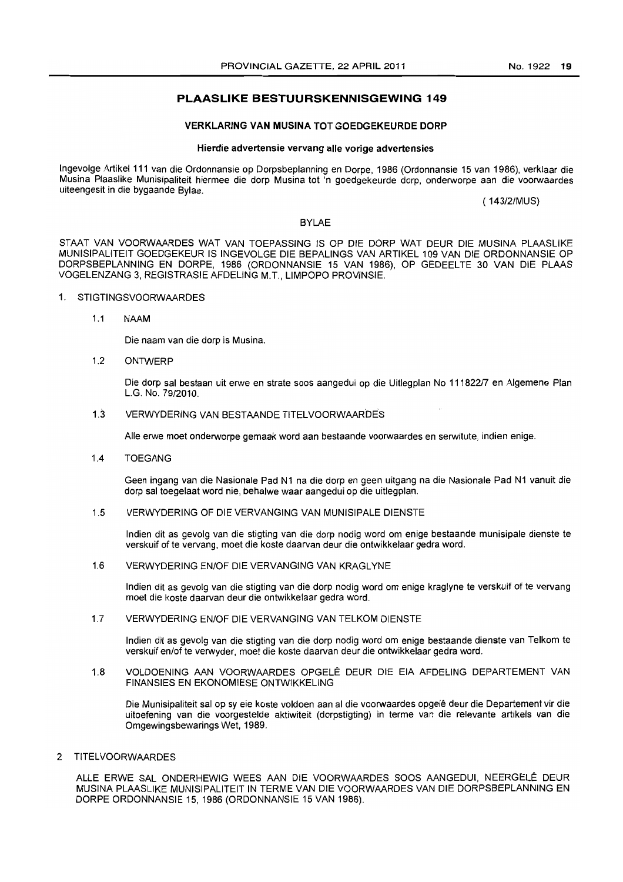## PLAASLIKE BESTUURSKENNISGEWING 149

### VERKLARING VAN MUSINA TOT GOEDGEKEURDE DORP

**Hierdie advertensie vervang alle vorige advertensies**

Ingevolge Artikel 111 van die Ordonnansie op Dorpsbeplanning en Dorpe, 1986 (Ordonnansie 15 van 1986), verklaar die Musina Plaaslike Munisipaliteit hiermee die dorp Musina tot 'n goedgekeurde dorp, onderworpe aan die voorwaardes uiteengesit in die bygaande Bylae.

(143/2/MUS)

BYLAE

STAAT VAN VOORWAARDES WAT VAN TOEPASSING IS OP DIE DORP WAT DEUR DIE MUSINA PLAASLIKE MUNISIPALITEIT GOEDGEKEUR IS INGEVOLGE DIE BEPALINGS VAN ARTIKEL 109 VAN DIE ORDONNANSIE OP DORPSBEPLANNING EN DORPE, 1986 (ORDONNANSIE 15 VAN 1986), OP GEDEELTE 30 VAN DIE PLAAS VOGELENZANG 3, REGISTRASIE AFDELING M.T., LIMPOPO PROVINSIE.

1. STIGTINGSVOORWAARDES

   1.1 NAAM

   Die naam van die dorp is Musina.

   1.2 ONTWERP

   Die dorp sal bestaan uit erwe en strate soos aangedui op die Uitlegplan No 111822/7 en Algemene Plan L.G. No. 79/2010.

   1.3 VERWYDERING VAN BESTAANDE TITELVOORWAARDES

   Alle erwe moet onderworpe gemaak word aan bestaande voorwaardes en serwitute, indien enige.

   1.4 TOEGANG

   Geen ingang van die Nasionale Pad N1 na die dorp en geen uitgang na die Nasionale Pad N1 vanuit die dorp sal toegelaat word nie, behalwe waar aangedui op die uitlegplan.

   1.5 VERWYDERING OF DIE VERVANGING VAN MUNISIPALE DIENSTE

   Indien dit as gevolg van die stigting van die dorp nodig word om enige bestaande munisipale dienste te verskuif of te vervang, moet die koste daarvan deur die ontwikkelaar gedra word.

   1.6 VERWYDERING EN/OF DIE VERVANGING VAN KRAGLYNE

   Indien dit as gevolg van die stigting van die dorp nodig word om enige kraglyne te verskuif of te vervang moet die koste daarvan deur die ontwikkelaar gedra word.

   1.7 VERWYDERING EN/OF DIE VERVANGING VAN TELKOM DIENSTE

   Indien dit as gevolg van die stigting van die dorp nodig word om enige bestaande dienste van Telkom te verskuif en/of te verwyder, moet die koste daarvan deur die ontwikkelaar gedra word.

   1.8 VOLDOENING AAN VOORWAARDES OPGELÊ DEUR DIE EIA AFDELING DEPARTEMENT VAN FINANSIES EN EKONOMIESE ONTWIKKELING

   Die Munisipaliteit sal op sy eie koste voldoen aan al die voorwaardes opgelê deur die Departement vir die uitoefening van die voorgestelde aktiwiteit (dorpstigting) in terme van die relevante artikels van die Omgewingsbewarings Wet, 1989.

2. TITELVOORWAARDES

ALLE ERWE SAL ONDERHEWIG WEES AAN DIE VOORWAARDES SOOS AANGEDUI, NEERGELÊ DEUR MUSINA PLAASLIKE MUNISIPALITEIT IN TERME VAN DIE VOORWAARDES VAN DIE DORPSBEPLANNING EN DORPE ORDONNANSIE 15, 1986 (ORDONNANSIE 15 VAN 1986).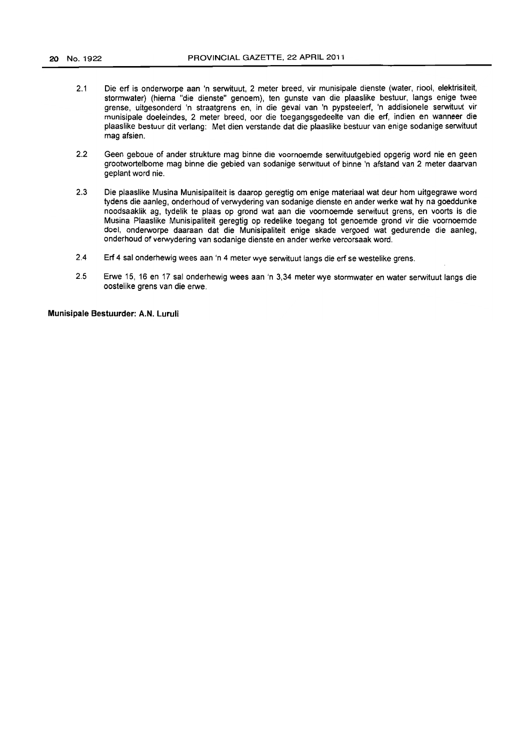2.1 Die erf is onderworpe aan 'n serwituut, 2 meter breed, vir munisipale dienste (water, riool, elektrisiteit, stormwater) (hierna "die dienste" genoem), ten gunste van die plaaslike bestuur, langs enige twee grense, uitgesonderd 'n straatgrens en, in die geval van 'n pypsteelerf, 'n addisionele serwituut vir munisipale doeleindes, 2 meter breed, oor die toegangsgedeelte van die erf, indien en wanneer die plaaslike bestuur dit verlang: Met dien verstande dat die plaaslike bestuur van enige sodanige serwituut mag afsien.

2.2 Geen geboue of ander strukture mag binne die voornoemde serwituutgebied opgerig word nie en geen grootwortelbome mag binne die gebied van sodanige serwituut of binne 'n afstand van 2 meter daarvan geplant word nie.

2.3 Die plaaslike Musina Munisipaliteit is daarop geregtig om enige materiaal wat deur hom uitgegrawe word tydens die aanleg, onderhoud of verwydering van sodanige dienste en ander werke wat hy na goeddunke noodsaaklik ag, tydelik te plaas op grond wat aan die voornoemde serwituut grens, en voorts is die Musina Plaaslike Munisipaliteit geregtig op redelike toegang tot genoemde grond vir die voornoemde doel, onderworpe daaraan dat die Munisipaliteit enige skade vergoed wat gedurende die aanleg, onderhoud of verwydering van sodanige dienste en ander werke veroorsaak word.

2.4 Erf 4 sal onderhewig wees aan 'n 4 meter wye serwituut langs die erf se westelike grens.

2.5 Erwe 15, 16 en 17 sal onderhewig wees aan 'n 3,34 meter wye stormwater en water serwituut langs die oostelike grens van die erwe.

**Munisipale Bestuurder: A.N. Luruli**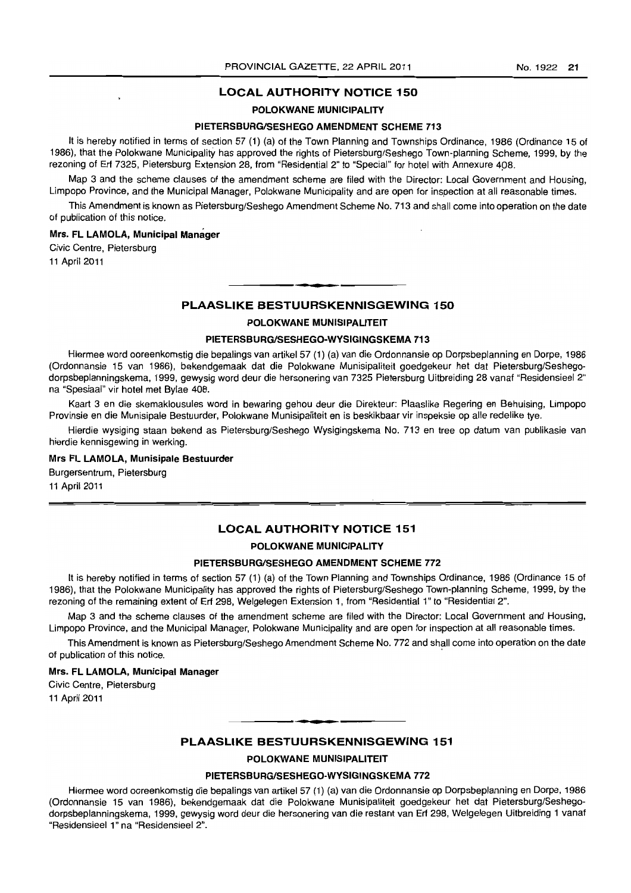## LOCAL AUTHORITY NOTICE 150

### POLOKWANE MUNICIPALITY

### PIETERSBURG/SESHEGO AMENDMENT SCHEME 713

It is hereby notified in terms of section 57 (1) (a) of the Town Planning and Townships Ordinance, 1986 (Ordinance 15 of 1986), that the Polokwane Municipality has approved the rights of Pietersburg/Seshego Town-planning Scheme, 1999, by the rezoning of Erf 7325, Pietersburg Extension 28, from "Residential 2" to "Special" for hotel with Annexure 408.

Map 3 and the scheme clauses of the amendment scheme are filed with the Director: Local Government and Housing, Limpopo Province, and the Municipal Manager, Polokwane Municipality and are open for inspection at all reasonable times.

This Amendment is known as Pietersburg/Seshego Amendment Scheme No. 713 and shall come into operation on the date of publication of this notice.

**Mrs. FL LAMOLA, Municipal Manager**

Civic Centre, Pietersburg

11 April 2011

---

## PLAASLIKE BESTUURSKENNISGEWING 150

### POLOKWANE MUNISIPALITEIT

### PIETERSBURG/SESHEGO-WYSIGINGSKEMA 713

Hiermee word ooreenkomstig die bepalings van artikel 57 (1) (a) van die Ordonnansie op Dorpsbeplanning en Dorpe, 1986 (Ordonnansie 15 van 1986), bekendgemaak dat die Polokwane Munisipaliteit goedgekeur het dat Pietersburg/Seshego-dorpsbeplanningskema, 1999, gewysig word deur die hersonering van 7325 Pietersburg Uitbreiding 28 vanaf "Residensieel 2" na "Spesiaal" vir hotel met Bylae 408.

Kaart 3 en die skemaklousules word in bewaring gehou deur die Direkteur: Plaaslike Regering en Behuising, Limpopo Provinsie en die Munisipale Bestuurder, Polokwane Munisipaliteit en is beskikbaar vir inspeksie op alle redelike tye.

Hierdie wysiging staan bekend as Pietersburg/Seshego Wysigingskema No. 713 en tree op datum van publikasie van hierdie kennisgewing in werking.

**Mrs FL LAMOLA, Munisipale Bestuurder**

Burgersentrum, Pietersburg

11 April 2011

---

## LOCAL AUTHORITY NOTICE 151

### POLOKWANE MUNICIPALITY

### PIETERSBURG/SESHEGO AMENDMENT SCHEME 772

It is hereby notified in terms of section 57 (1) (a) of the Town Planning and Townships Ordinance, 1986 (Ordinance 15 of 1986), that the Polokwane Municipality has approved the rights of Pietersburg/Seshego Town-planning Scheme, 1999, by the rezoning of the remaining extent of Erf 298, Welgelegen Extension 1, from "Residential 1" to "Residential 2".

Map 3 and the scheme clauses of the amendment scheme are filed with the Director: Local Government and Housing, Limpopo Province, and the Municipal Manager, Polokwane Municipality and are open for inspection at all reasonable times.

This Amendment is known as Pietersburg/Seshego Amendment Scheme No. 772 and shall come into operation on the date of publication of this notice.

**Mrs. FL LAMOLA, Municipal Manager**

Civic Centre, Pietersburg

11 April 2011

---

## PLAASLIKE BESTUURSKENNISGEWING 151

### POLOKWANE MUNISIPALITEIT

### PIETERSBURG/SESHEGO-WYSIGINGSKEMA 772

Hiermee word ooreenkomstig die bepalings van artikel 57 (1) (a) van die Ordonnansie op Dorpsbeplanning en Dorpe, 1986 (Ordonnansie 15 van 1986), bekendgemaak dat die Polokwane Munisipaliteit goedgekeur het dat Pietersburg/Seshego-dorpsbeplanningskema, 1999, gewysig word deur die hersonering van die restant van Erf 298, Welgelegen Uitbreiding 1 vanaf "Residensieel 1" na "Residensieel 2".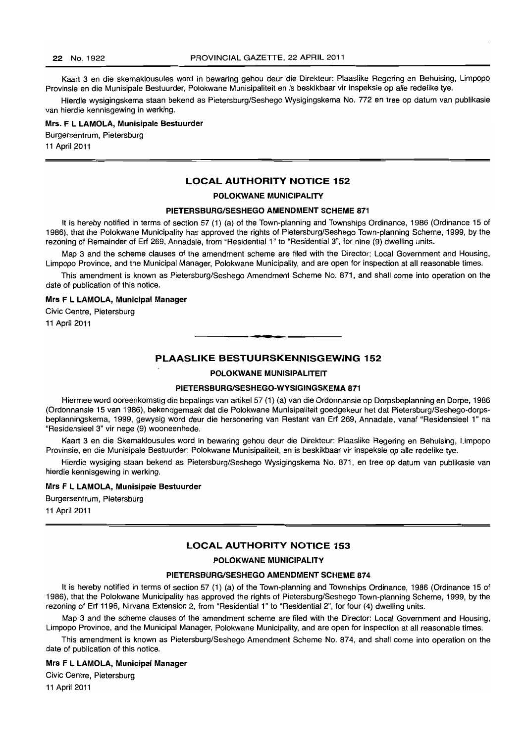Kaart 3 en die skemaklousules word in bewaring gehou deur die Direkteur: Plaaslike Regering en Behuising, Limpopo Provinsie en die Munisipale Bestuurder, Polokwane Munisipaliteit en is beskikbaar vir inspeksie op alle redelike tye.

Hierdie wysigingskema staan bekend as Pietersburg/Seshego Wysigingskema No. 772 en tree op datum van publikasie van hierdie kennisgewing in werking.

**Mrs. F L LAMOLA, Munisipale Bestuurder**

Burgersentrum, Pietersburg

11 April 2011

## LOCAL AUTHORITY NOTICE 152

### POLOKWANE MUNICIPALITY

### PIETERSBURG/SESHEGO AMENDMENT SCHEME 871

It is hereby notified in terms of section 57 (1) (a) of the Town-planning and Townships Ordinance, 1986 (Ordinance 15 of 1986), that the Polokwane Municipality has approved the rights of Pietersburg/Seshego Town-planning Scheme, 1999, by the rezoning of Remainder of Erf 269, Annadale, from "Residential 1" to "Residential 3", for nine (9) dwelling units.

Map 3 and the scheme clauses of the amendment scheme are filed with the Director: Local Government and Housing, Limpopo Province, and the Municipal Manager, Polokwane Municipality, and are open for inspection at all reasonable times.

This amendment is known as Pietersburg/Seshego Amendment Scheme No. 871, and shall come into operation on the date of publication of this notice.

**Mrs F L LAMOLA, Municipal Manager**

Civic Centre, Pietersburg

11 April 2011

## PLAASLIKE BESTUURSKENNISGEWING 152

### POLOKWANE MUNISIPALITEIT

### PIETERSBURG/SESHEGO-WYSIGINGSKEMA 871

Hiermee word ooreenkomstig die bepalings van artikel 57 (1) (a) van die Ordonnansie op Dorpsbeplanning en Dorpe, 1986 (Ordonnansie 15 van 1986), bekendgemaak dat die Polokwane Munisipaliteit goedgekeur het dat Pietersburg/Seshego-dorpsbeplanningskema, 1999, gewysig word deur die hersonering van Restant van Erf 269, Annadale, vanaf "Residensieel 1" na "Residensieel 3" vir nege (9) wooneenhede.

Kaart 3 en die Skemaklousules word in bewaring gehou deur die Direkteur: Plaaslike Regering en Behuising, Limpopo Provinsie, en die Munisipale Bestuurder: Polokwane Munisipaliteit, en is beskikbaar vir inspeksie op alle redelike tye.

Hierdie wysiging staan bekend as Pietersburg/Seshego Wysigingskema No. 871, en tree op datum van publikasie van hierdie kennisgewing in werking.

**Mrs F L LAMOLA, Munisipale Bestuurder**

Burgersentrum, Pietersburg

11 April 2011

## LOCAL AUTHORITY NOTICE 153

### POLOKWANE MUNICIPALITY

### PIETERSBURG/SESHEGO AMENDMENT SCHEME 874

It is hereby notified in terms of section 57 (1) (a) of the Town-planning and Townships Ordinance, 1986 (Ordinance 15 of 1986), that the Polokwane Municipality has approved the rights of Pietersburg/Seshego Town-planning Scheme, 1999, by the rezoning of Erf 1196, Nirvana Extension 2, from "Residential 1" to "Residential 2", for four (4) dwelling units.

Map 3 and the scheme clauses of the amendment scheme are filed with the Director: Local Government and Housing, Limpopo Province, and the Municipal Manager, Polokwane Municipality, and are open for inspection at all reasonable times.

This amendment is known as Pietersburg/Seshego Amendment Scheme No. 874, and shall come into operation on the date of publication of this notice.

**Mrs F L LAMOLA, Municipal Manager**

Civic Centre, Pietersburg

11 April 2011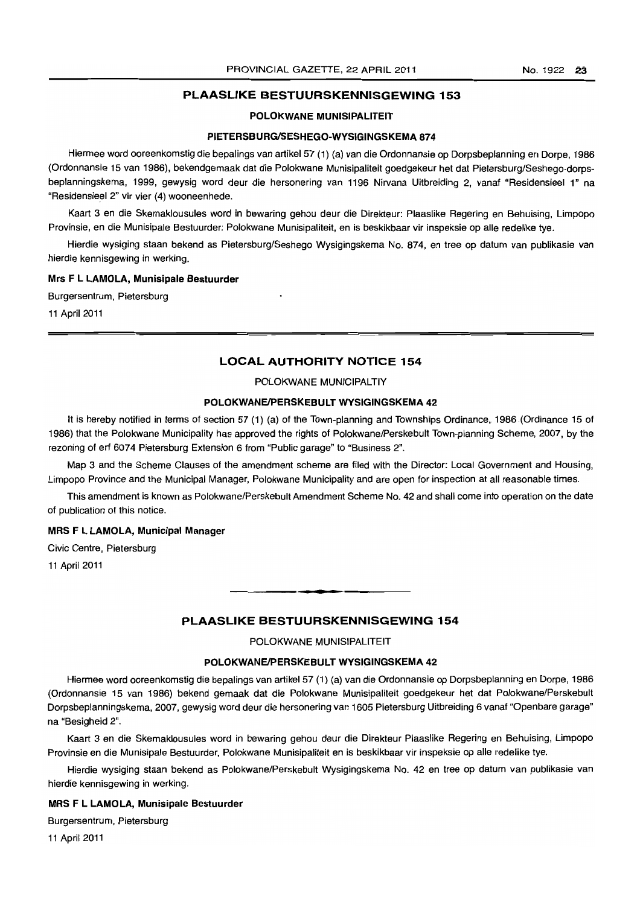## PLAASLIKE BESTUURSKENNISGEWING 153

### POLOKWANE MUNISIPALITEIT

#### PIETERSBURG/SESHEGO-WYSIGINGSKEMA 874

Hiermee word ooreenkomstig die bepalings van artikel 57 (1) (a) van die Ordonnansie op Dorpsbeplanning en Dorpe, 1986 (Ordonnansie 15 van 1986), bekendgemaak dat die Polokwane Munisipaliteit goedgekeur het dat Pietersburg/Seshego-dorpsbeplanningskema, 1999, gewysig word deur die hersonering van 1196 Nirvana Uitbreiding 2, vanaf "Residensieel 1" na "Residensieel 2" vir vier (4) wooneenhede.

Kaart 3 en die Skemaklousules word in bewaring gehou deur die Direkteur: Plaaslike Regering en Behuising, Limpopo Provinsie, en die Munisipale Bestuurder: Polokwane Munisipaliteit, en is beskikbaar vir inspeksie op alle redelike tye.

Hierdie wysiging staan bekend as Pietersburg/Seshego Wysigingskema No. 874, en tree op datum van publikasie van hierdie kennisgewing in werking.

**Mrs F L LAMOLA, Munisipale Bestuurder**

Burgersentrum, Pietersburg

11 April 2011

---

## LOCAL AUTHORITY NOTICE 154

### POLOKWANE MUNICIPALTIY

#### POLOKWANE/PERSKEBULT WYSIGINGSKEMA 42

It is hereby notified in terms of section 57 (1) (a) of the Town-planning and Townships Ordinance, 1986 (Ordinance 15 of 1986) that the Polokwane Municipality has approved the rights of Polokwane/Perskebult Town-planning Scheme, 2007, by the rezoning of erf 6074 Pietersburg Extension 6 from "Public garage" to "Business 2".

Map 3 and the Scheme Clauses of the amendment scheme are filed with the Director: Local Government and Housing, Limpopo Province and the Municipal Manager, Polokwane Municipality and are open for inspection at all reasonable times.

This amendment is known as Polokwane/Perskebult Amendment Scheme No. 42 and shall come into operation on the date of publication of this notice.

**MRS F L LAMOLA, Municipal Manager**

Civic Centre, Pietersburg

11 April 2011

---

## PLAASLIKE BESTUURSKENNISGEWING 154

### POLOKWANE MUNISIPALITEIT

#### POLOKWANE/PERSKEBULT WYSIGINGSKEMA 42

Hiermee word ooreenkomstig die bepalings van artikel 57 (1) (a) van die Ordonnansie op Dorpsbeplanning en Dorpe, 1986 (Ordonnansie 15 van 1986) bekend gemaak dat die Polokwane Munisipaliteit goedgekeur het dat Polokwane/Perskebult Dorpsbeplanningskema, 2007, gewysig word deur die hersonering van 1605 Pietersburg Uitbreiding 6 vanaf "Openbare garage" na "Besigheid 2".

Kaart 3 en die Skemaklousules word in bewaring gehou deur die Direkteur Plaaslike Regering en Behuising, Limpopo Provinsie en die Munisipale Bestuurder, Polokwane Munisipaliteit en is beskikbaar vir inspeksie op alle redelike tye.

Hierdie wysiging staan bekend as Polokwane/Perskebult Wysigingskema No. 42 en tree op datum van publikasie van hierdie kennisgewing in werking.

**MRS F L LAMOLA, Munisipale Bestuurder**

Burgersentrum, Pietersburg

11 April 2011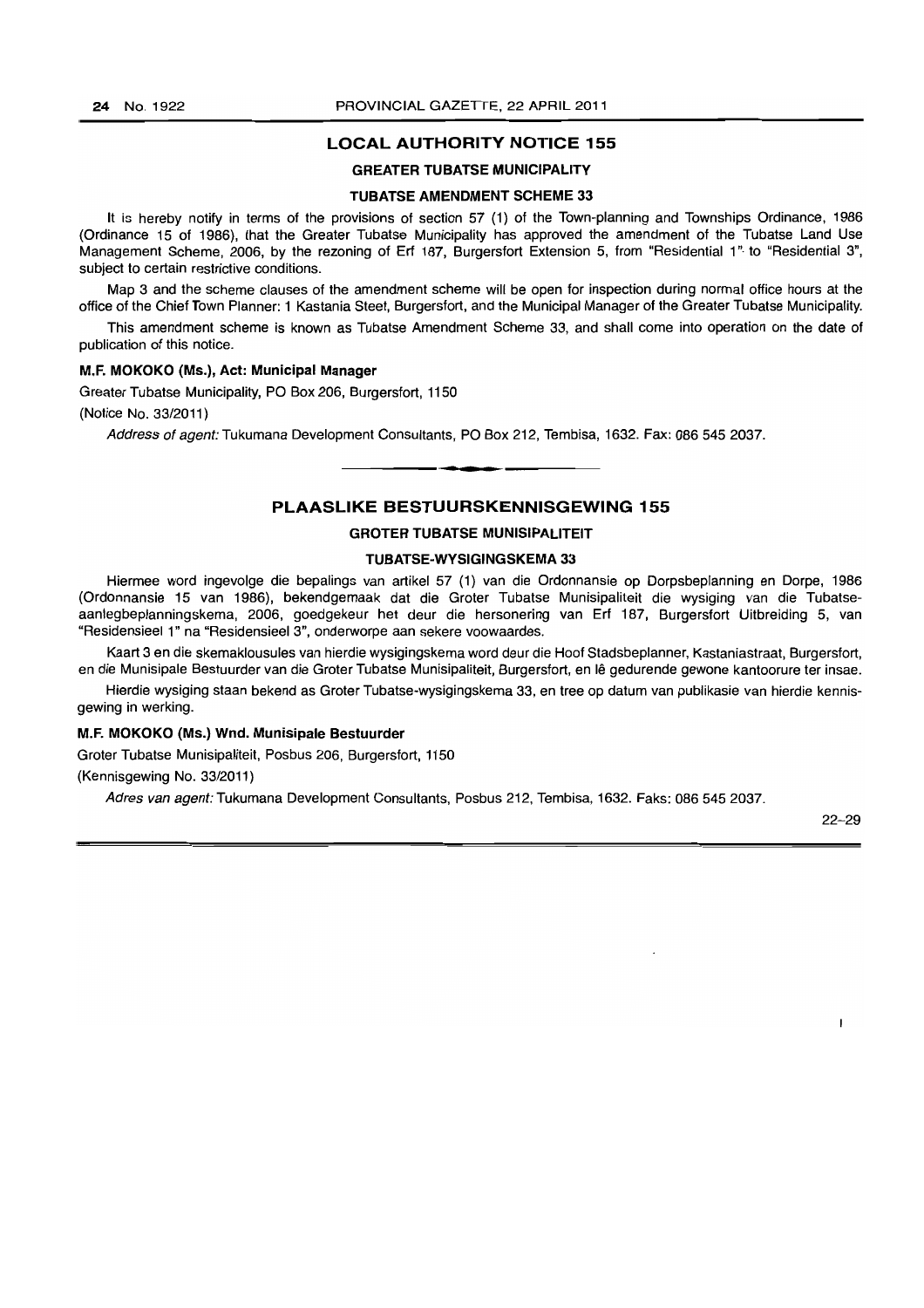## LOCAL AUTHORITY NOTICE 155

### GREATER TUBATSE MUNICIPALITY

### TUBATSE AMENDMENT SCHEME 33

It is hereby notify in terms of the provisions of section 57 (1) of the Town-planning and Townships Ordinance, 1986 (Ordinance 15 of 1986), that the Greater Tubatse Municipality has approved the amendment of the Tubatse Land Use Management Scheme, 2006, by the rezoning of Erf 187, Burgersfort Extension 5, from "Residential 1" to "Residential 3", subject to certain restrictive conditions.

Map 3 and the scheme clauses of the amendment scheme will be open for inspection during normal office hours at the office of the Chief Town Planner: 1 Kastania Steet, Burgersfort, and the Municipal Manager of the Greater Tubatse Municipality.

This amendment scheme is known as Tubatse Amendment Scheme 33, and shall come into operation on the date of publication of this notice.

**M.F. MOKOKO (Ms.), Act: Municipal Manager**

Greater Tubatse Municipality, PO Box 206, Burgersfort, 1150

(Notice No. 33/2011)

*Address of agent:* Tukumana Development Consultants, PO Box 212, Tembisa, 1632. Fax: 086 545 2037.

---

## PLAASLIKE BESTUURSKENNISGEWING 155

### GROTER TUBATSE MUNISIPALITEIT

### TUBATSE-WYSIGINGSKEMA 33

Hiermee word ingevolge die bepalings van artikel 57 (1) van die Ordonnansie op Dorpsbeplanning en Dorpe, 1986 (Ordonnansie 15 van 1986), bekendgemaak dat die Groter Tubatse Munisipaliteit die wysiging van die Tubatse-aanlegbeplanningskema, 2006, goedgekeur het deur die hersonering van Erf 187, Burgersfort Uitbreiding 5, van "Residensieel 1" na "Residensieel 3", onderworpe aan sekere voowaardes.

Kaart 3 en die skemaklousules van hierdie wysigingskema word deur die Hoof Stadsbeplanner, Kastaniastraat, Burgersfort, en die Munisipale Bestuurder van die Groter Tubatse Munisipaliteit, Burgersfort, en lê gedurende gewone kantoorure ter insae.

Hierdie wysiging staan bekend as Groter Tubatse-wysigingskema 33, en tree op datum van publikasie van hierdie kennisgewing in werking.

**M.F. MOKOKO (Ms.) Wnd. Munisipale Bestuurder**

Groter Tubatse Munisipaliteit, Posbus 206, Burgersfort, 1150

(Kennisgewing No. 33/2011)

*Adres van agent:* Tukumana Development Consultants, Posbus 212, Tembisa, 1632. Faks: 086 545 2037.

22–29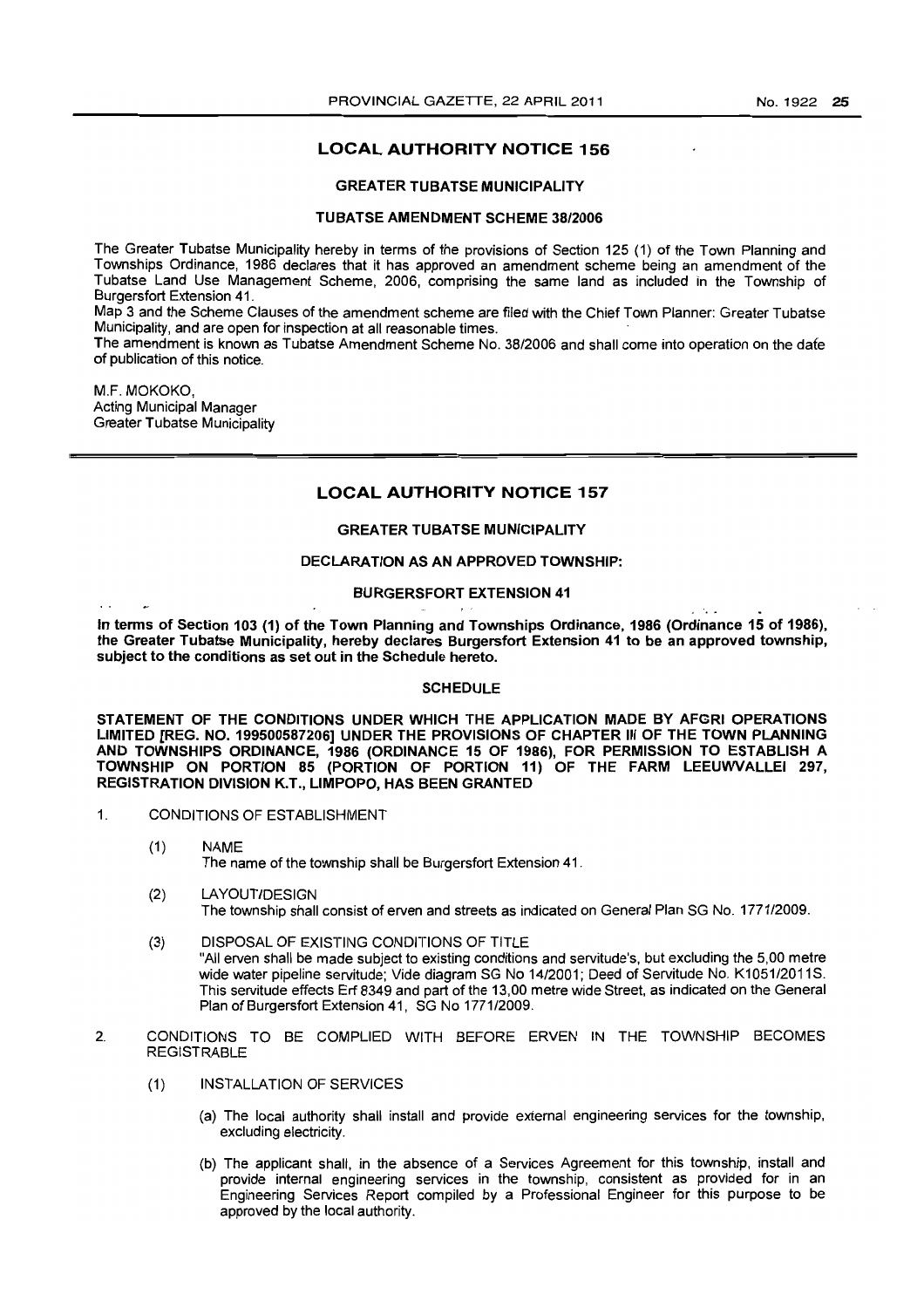## LOCAL AUTHORITY NOTICE 156

### GREATER TUBATSE MUNICIPALITY

### TUBATSE AMENDMENT SCHEME 38/2006

The Greater Tubatse Municipality hereby in terms of the provisions of Section 125 (1) of the Town Planning and Townships Ordinance, 1986 declares that it has approved an amendment scheme being an amendment of the Tubatse Land Use Management Scheme, 2006, comprising the same land as included in the Township of Burgersfort Extension 41.

Map 3 and the Scheme Clauses of the amendment scheme are filed with the Chief Town Planner: Greater Tubatse Municipality, and are open for inspection at all reasonable times.

The amendment is known as Tubatse Amendment Scheme No. 38/2006 and shall come into operation on the date of publication of this notice.

M.F. MOKOKO,
Acting Municipal Manager
Greater Tubatse Municipality

---

## LOCAL AUTHORITY NOTICE 157

### GREATER TUBATSE MUNICIPALITY

### DECLARATION AS AN APPROVED TOWNSHIP:

### BURGERSFORT EXTENSION 41

**In terms of Section 103 (1) of the Town Planning and Townships Ordinance, 1986 (Ordinance 15 of 1986), the Greater Tubatse Municipality, hereby declares Burgersfort Extension 41 to be an approved township, subject to the conditions as set out in the Schedule hereto.**

### SCHEDULE

**STATEMENT OF THE CONDITIONS UNDER WHICH THE APPLICATION MADE BY AFGRI OPERATIONS LIMITED [REG. NO. 199500587206] UNDER THE PROVISIONS OF CHAPTER III OF THE TOWN PLANNING AND TOWNSHIPS ORDINANCE, 1986 (ORDINANCE 15 OF 1986), FOR PERMISSION TO ESTABLISH A TOWNSHIP ON PORTION 85 (PORTION OF PORTION 11) OF THE FARM LEEUWVALLEI 297, REGISTRATION DIVISION K.T., LIMPOPO, HAS BEEN GRANTED**

1. CONDITIONS OF ESTABLISHMENT

   (1) NAME
   The name of the township shall be Burgersfort Extension 41.

   (2) LAYOUT/DESIGN
   The township shall consist of erven and streets as indicated on General Plan SG No. 1771/2009.

   (3) DISPOSAL OF EXISTING CONDITIONS OF TITLE
   "All erven shall be made subject to existing conditions and servitude's, but excluding the 5,00 metre wide water pipeline servitude; Vide diagram SG No 14/2001; Deed of Servitude No. K1051/2011S. This servitude effects Erf 8349 and part of the 13,00 metre wide Street, as indicated on the General Plan of Burgersfort Extension 41, SG No 1771/2009.

2. CONDITIONS TO BE COMPLIED WITH BEFORE ERVEN IN THE TOWNSHIP BECOMES REGISTRABLE

   (1) INSTALLATION OF SERVICES

   (a) The local authority shall install and provide external engineering services for the township, excluding electricity.

   (b) The applicant shall, in the absence of a Services Agreement for this township, install and provide internal engineering services in the township, consistent as provided for in an Engineering Services Report compiled by a Professional Engineer for this purpose to be approved by the local authority.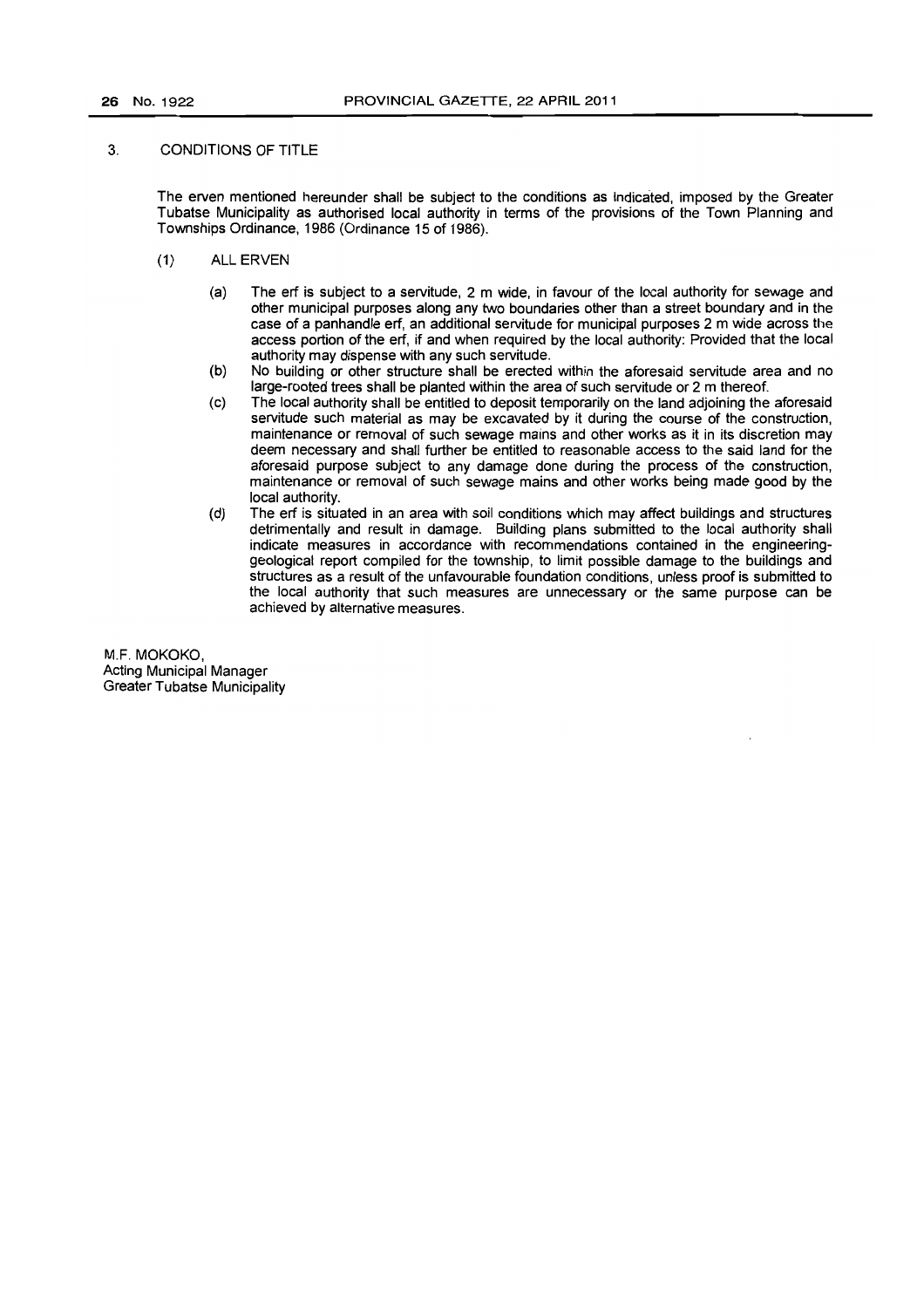3. CONDITIONS OF TITLE

The erven mentioned hereunder shall be subject to the conditions as indicated, imposed by the Greater Tubatse Municipality as authorised local authority in terms of the provisions of the Town Planning and Townships Ordinance, 1986 (Ordinance 15 of 1986).

(1) ALL ERVEN

(a) The erf is subject to a servitude, 2 m wide, in favour of the local authority for sewage and other municipal purposes along any two boundaries other than a street boundary and in the case of a panhandle erf, an additional servitude for municipal purposes 2 m wide across the access portion of the erf, if and when required by the local authority: Provided that the local authority may dispense with any such servitude.

(b) No building or other structure shall be erected within the aforesaid servitude area and no large-rooted trees shall be planted within the area of such servitude or 2 m thereof.

(c) The local authority shall be entitled to deposit temporarily on the land adjoining the aforesaid servitude such material as may be excavated by it during the course of the construction, maintenance or removal of such sewage mains and other works as it in its discretion may deem necessary and shall further be entitled to reasonable access to the said land for the aforesaid purpose subject to any damage done during the process of the construction, maintenance or removal of such sewage mains and other works being made good by the local authority.

(d) The erf is situated in an area with soil conditions which may affect buildings and structures detrimentally and result in damage. Building plans submitted to the local authority shall indicate measures in accordance with recommendations contained in the engineering-geological report compiled for the township, to limit possible damage to the buildings and structures as a result of the unfavourable foundation conditions, unless proof is submitted to the local authority that such measures are unnecessary or the same purpose can be achieved by alternative measures.

M.F. MOKOKO,
Acting Municipal Manager
Greater Tubatse Municipality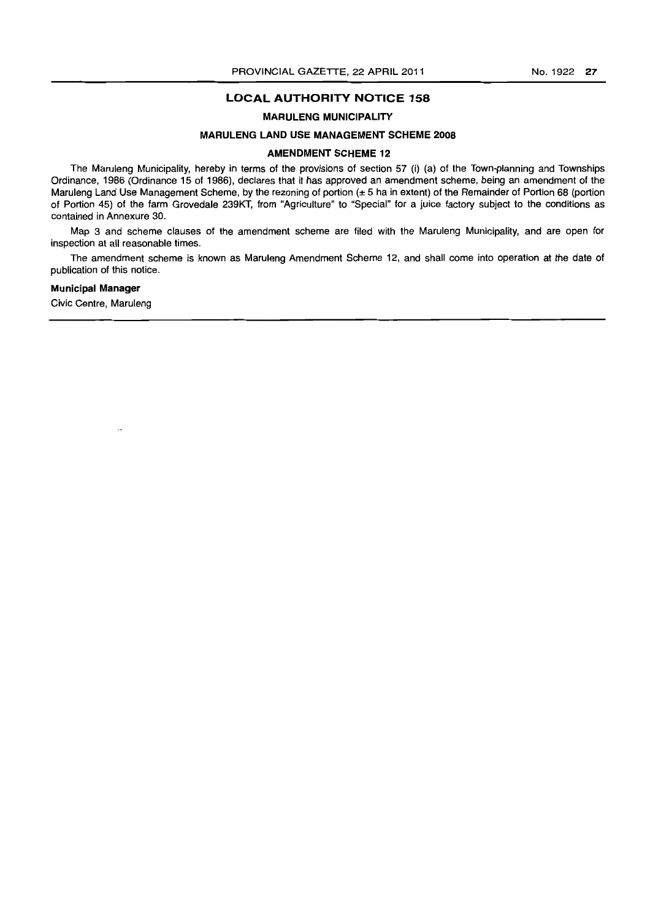## LOCAL AUTHORITY NOTICE 158

### MARULENG MUNICIPALITY

### MARULENG LAND USE MANAGEMENT SCHEME 2008

### AMENDMENT SCHEME 12

The Maruleng Municipality, hereby in terms of the provisions of section 57 (i) (a) of the Town-planning and Townships Ordinance, 1986 (Ordinance 15 of 1986), declares that it has approved an amendment scheme, being an amendment of the Maruleng Land Use Management Scheme, by the rezoning of portion (± 5 ha in extent) of the Remainder of Portion 68 (portion of Portion 45) of the farm Grovedale 239KT, from "Agriculture" to "Special" for a juice factory subject to the conditions as contained in Annexure 30.

Map 3 and scheme clauses of the amendment scheme are filed with the Maruleng Municipality, and are open for inspection at all reasonable times.

The amendment scheme is known as Maruleng Amendment Scheme 12, and shall come into operation at the date of publication of this notice.

**Municipal Manager**

Civic Centre, Maruleng